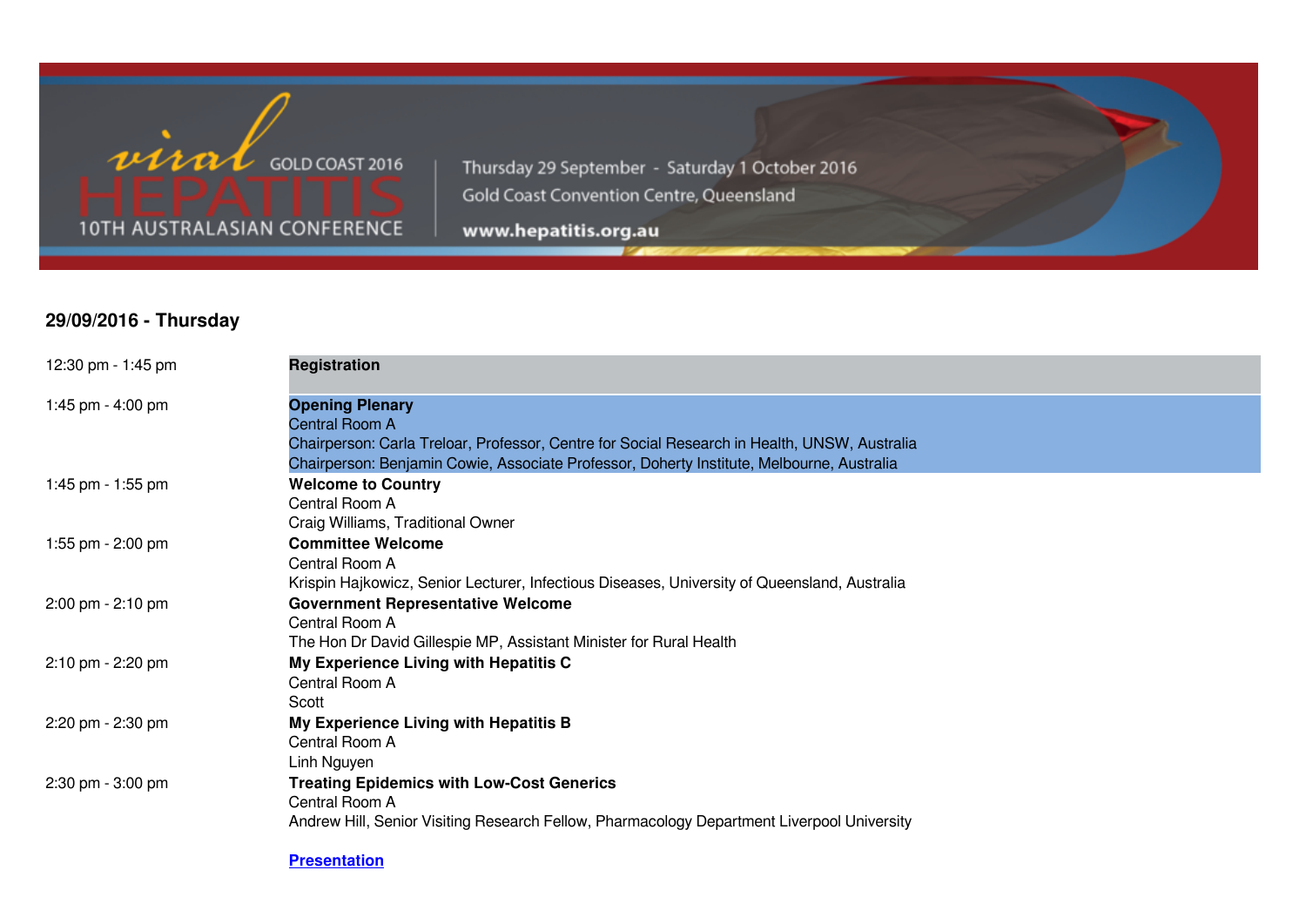viral HEPATITIS GOLD COAST 2016
10TH AUSTRALASIAN CONFERENCE

Thursday 29 September - Saturday 1 October 2016
Gold Coast Convention Centre, Queensland
www.hepatitis.org.au

## 29/09/2016 - Thursday

| Time | Session |
| --- | --- |
| 12:30 pm - 1:45 pm | **Registration** |
| 1:45 pm - 4:00 pm | **Opening Plenary**<br>Central Room A<br>Chairperson: Carla Treloar, Professor, Centre for Social Research in Health, UNSW, Australia<br>Chairperson: Benjamin Cowie, Associate Professor, Doherty Institute, Melbourne, Australia |
| 1:45 pm - 1:55 pm | **Welcome to Country**<br>Central Room A<br>Craig Williams, Traditional Owner |
| 1:55 pm - 2:00 pm | **Committee Welcome**<br>Central Room A<br>Krispin Hajkowicz, Senior Lecturer, Infectious Diseases, University of Queensland, Australia |
| 2:00 pm - 2:10 pm | **Government Representative Welcome**<br>Central Room A<br>The Hon Dr David Gillespie MP, Assistant Minister for Rural Health |
| 2:10 pm - 2:20 pm | **My Experience Living with Hepatitis C**<br>Central Room A<br>Scott |
| 2:20 pm - 2:30 pm | **My Experience Living with Hepatitis B**<br>Central Room A<br>Linh Nguyen |
| 2:30 pm - 3:00 pm | **Treating Epidemics with Low-Cost Generics**<br>Central Room A<br>Andrew Hill, Senior Visiting Research Fellow, Pharmacology Department Liverpool University<br><br>**Presentation** |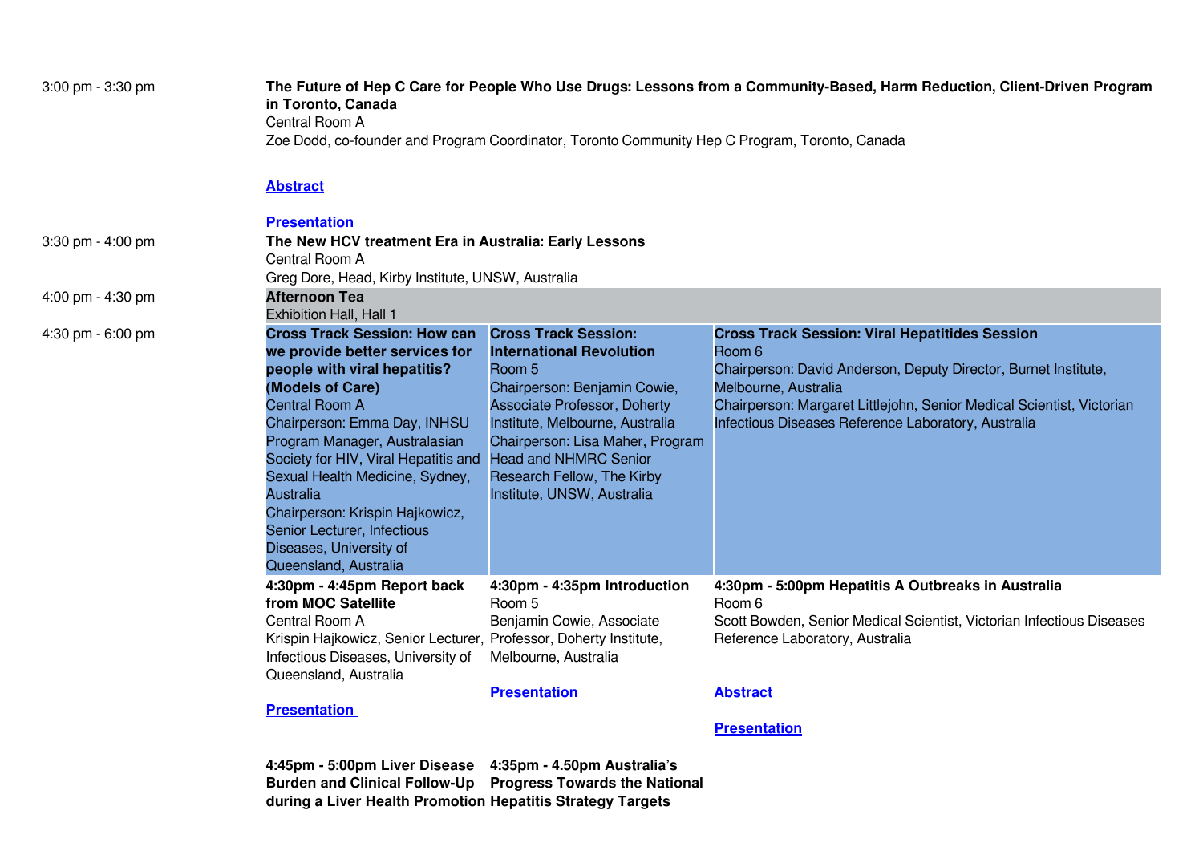| Time | Session | | |
|---|---|---|---|
| 3:00 pm - 3:30 pm | **The Future of Hep C Care for People Who Use Drugs: Lessons from a Community-Based, Harm Reduction, Client-Driven Program in Toronto, Canada**<br>Central Room A<br>Zoe Dodd, co-founder and Program Coordinator, Toronto Community Hep C Program, Toronto, Canada<br><br>**Abstract**<br><br>**Presentation** | | |
| 3:30 pm - 4:00 pm | **The New HCV treatment Era in Australia: Early Lessons**<br>Central Room A<br>Greg Dore, Head, Kirby Institute, UNSW, Australia | | |
| 4:00 pm - 4:30 pm | **Afternoon Tea**<br>Exhibition Hall, Hall 1 | | |
| 4:30 pm - 6:00 pm | **Cross Track Session: How can we provide better services for people with viral hepatitis? (Models of Care)**<br>Central Room A<br>Chairperson: Emma Day, INHSU Program Manager, Australasian Society for HIV, Viral Hepatitis and Sexual Health Medicine, Sydney, Australia<br>Chairperson: Krispin Hajkowicz, Senior Lecturer, Infectious Diseases, University of Queensland, Australia | **Cross Track Session: International Revolution**<br>Room 5<br>Chairperson: Benjamin Cowie, Associate Professor, Doherty Institute, Melbourne, Australia<br>Chairperson: Lisa Maher, Program Head and NHMRC Senior Research Fellow, The Kirby Institute, UNSW, Australia | **Cross Track Session: Viral Hepatitides Session**<br>Room 6<br>Chairperson: David Anderson, Deputy Director, Burnet Institute, Melbourne, Australia<br>Chairperson: Margaret Littlejohn, Senior Medical Scientist, Victorian Infectious Diseases Reference Laboratory, Australia |
| | **4:30pm - 4:45pm Report back from MOC Satellite**<br>Central Room A<br>Krispin Hajkowicz, Senior Lecturer, Infectious Diseases, University of Queensland, Australia<br><br>**Presentation** | **4:30pm - 4:35pm Introduction**<br>Room 5<br>Benjamin Cowie, Associate Professor, Doherty Institute, Melbourne, Australia<br><br>**Presentation** | **4:30pm - 5:00pm Hepatitis A Outbreaks in Australia**<br>Room 6<br>Scott Bowden, Senior Medical Scientist, Victorian Infectious Diseases Reference Laboratory, Australia<br><br>**Abstract**<br><br>**Presentation** |
| | **4:45pm - 5:00pm Liver Disease Burden and Clinical Follow-Up during a Liver Health Promotion** | **4:35pm - 4.50pm Australia's Progress Towards the National Hepatitis Strategy Targets** | |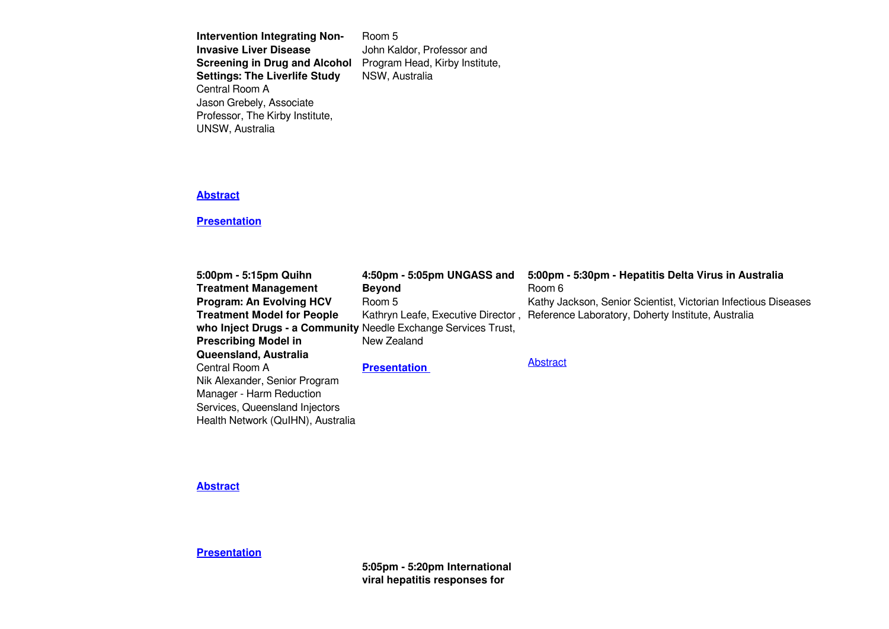**Intervention Integrating Non-Invasive Liver Disease Screening in Drug and Alcohol Settings: The Liverlife Study**
Central Room A
Jason Grebely, Associate Professor, The Kirby Institute, UNSW, Australia

**Abstract**

**Presentation**

Room 5
John Kaldor, Professor and Program Head, Kirby Institute, NSW, Australia

**5:00pm - 5:15pm Quihn Treatment Management Program: An Evolving HCV Treatment Model for People who Inject Drugs - a Community Prescribing Model in Queensland, Australia**
Central Room A
Nik Alexander, Senior Program Manager - Harm Reduction Services, Queensland Injectors Health Network (QuIHN), Australia

**Abstract**

**Presentation**

**4:50pm - 5:05pm UNGASS and Beyond**
Room 5
Kathryn Leafe, Executive Director , Needle Exchange Services Trust, New Zealand

**Presentation**

**5:05pm - 5:20pm International viral hepatitis responses for**

**5:00pm - 5:30pm - Hepatitis Delta Virus in Australia**
Room 6
Kathy Jackson, Senior Scientist, Victorian Infectious Diseases Reference Laboratory, Doherty Institute, Australia

Abstract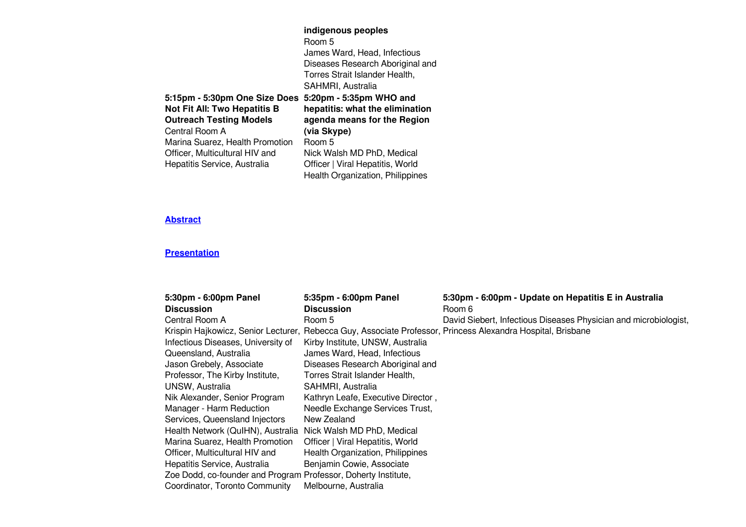**indigenous peoples**
Room 5
James Ward, Head, Infectious Diseases Research Aboriginal and Torres Strait Islander Health, SAHMRI, Australia

**5:15pm - 5:30pm One Size Does Not Fit All: Two Hepatitis B Outreach Testing Models**
Central Room A
Marina Suarez, Health Promotion Officer, Multicultural HIV and Hepatitis Service, Australia

**5:20pm - 5:35pm WHO and hepatitis: what the elimination agenda means for the Region (via Skype)**
Room 5
Nick Walsh MD PhD, Medical Officer | Viral Hepatitis, World Health Organization, Philippines

[Abstract]

[Presentation]

**5:30pm - 6:00pm Panel Discussion**
Central Room A
Krispin Hajkowicz, Senior Lecturer, Infectious Diseases, University of Queensland, Australia
Jason Grebely, Associate Professor, The Kirby Institute, UNSW, Australia
Nik Alexander, Senior Program Manager - Harm Reduction Services, Queensland Injectors Health Network (QuIHN), Australia
Marina Suarez, Health Promotion Officer, Multicultural HIV and Hepatitis Service, Australia
Zoe Dodd, co-founder and Program Coordinator, Toronto Community

**5:35pm - 6:00pm Panel Discussion**
Room 5
Rebecca Guy, Associate Professor, Kirby Institute, UNSW, Australia
James Ward, Head, Infectious Diseases Research Aboriginal and Torres Strait Islander Health, SAHMRI, Australia
Kathryn Leafe, Executive Director , Needle Exchange Services Trust, New Zealand
Nick Walsh MD PhD, Medical Officer | Viral Hepatitis, World Health Organization, Philippines
Benjamin Cowie, Associate Professor, Doherty Institute, Melbourne, Australia

**5:30pm - 6:00pm - Update on Hepatitis E in Australia**
Room 6
David Siebert, Infectious Diseases Physician and microbiologist, Princess Alexandra Hospital, Brisbane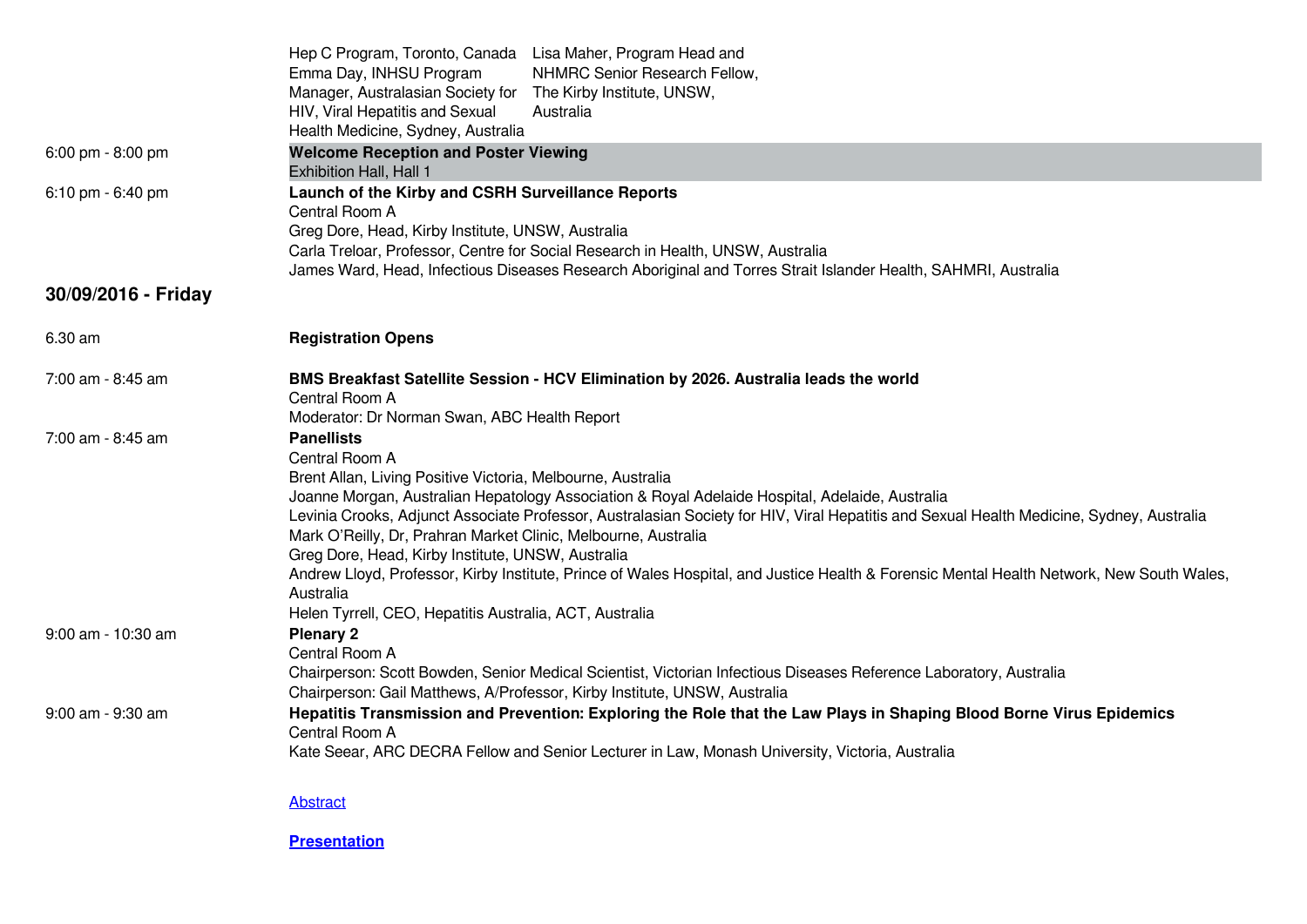Hep C Program, Toronto, Canada
Emma Day, INHSU Program Manager, Australasian Society for HIV, Viral Hepatitis and Sexual Health Medicine, Sydney, Australia
Lisa Maher, Program Head and NHMRC Senior Research Fellow, The Kirby Institute, UNSW, Australia

6:00 pm - 8:00 pm
**Welcome Reception and Poster Viewing**
Exhibition Hall, Hall 1

6:10 pm - 6:40 pm
**Launch of the Kirby and CSRH Surveillance Reports**
Central Room A
Greg Dore, Head, Kirby Institute, UNSW, Australia
Carla Treloar, Professor, Centre for Social Research in Health, UNSW, Australia
James Ward, Head, Infectious Diseases Research Aboriginal and Torres Strait Islander Health, SAHMRI, Australia

## 30/09/2016 - Friday

6.30 am
**Registration Opens**

7:00 am - 8:45 am
**BMS Breakfast Satellite Session - HCV Elimination by 2026. Australia leads the world**
Central Room A
Moderator: Dr Norman Swan, ABC Health Report

7:00 am - 8:45 am
**Panellists**
Central Room A
Brent Allan, Living Positive Victoria, Melbourne, Australia
Joanne Morgan, Australian Hepatology Association & Royal Adelaide Hospital, Adelaide, Australia
Levinia Crooks, Adjunct Associate Professor, Australasian Society for HIV, Viral Hepatitis and Sexual Health Medicine, Sydney, Australia
Mark O'Reilly, Dr, Prahran Market Clinic, Melbourne, Australia
Greg Dore, Head, Kirby Institute, UNSW, Australia
Andrew Lloyd, Professor, Kirby Institute, Prince of Wales Hospital, and Justice Health & Forensic Mental Health Network, New South Wales, Australia
Helen Tyrrell, CEO, Hepatitis Australia, ACT, Australia

9:00 am - 10:30 am
**Plenary 2**
Central Room A
Chairperson: Scott Bowden, Senior Medical Scientist, Victorian Infectious Diseases Reference Laboratory, Australia
Chairperson: Gail Matthews, A/Professor, Kirby Institute, UNSW, Australia

9:00 am - 9:30 am
**Hepatitis Transmission and Prevention: Exploring the Role that the Law Plays in Shaping Blood Borne Virus Epidemics**
Central Room A
Kate Seear, ARC DECRA Fellow and Senior Lecturer in Law, Monash University, Victoria, Australia

Abstract

**Presentation**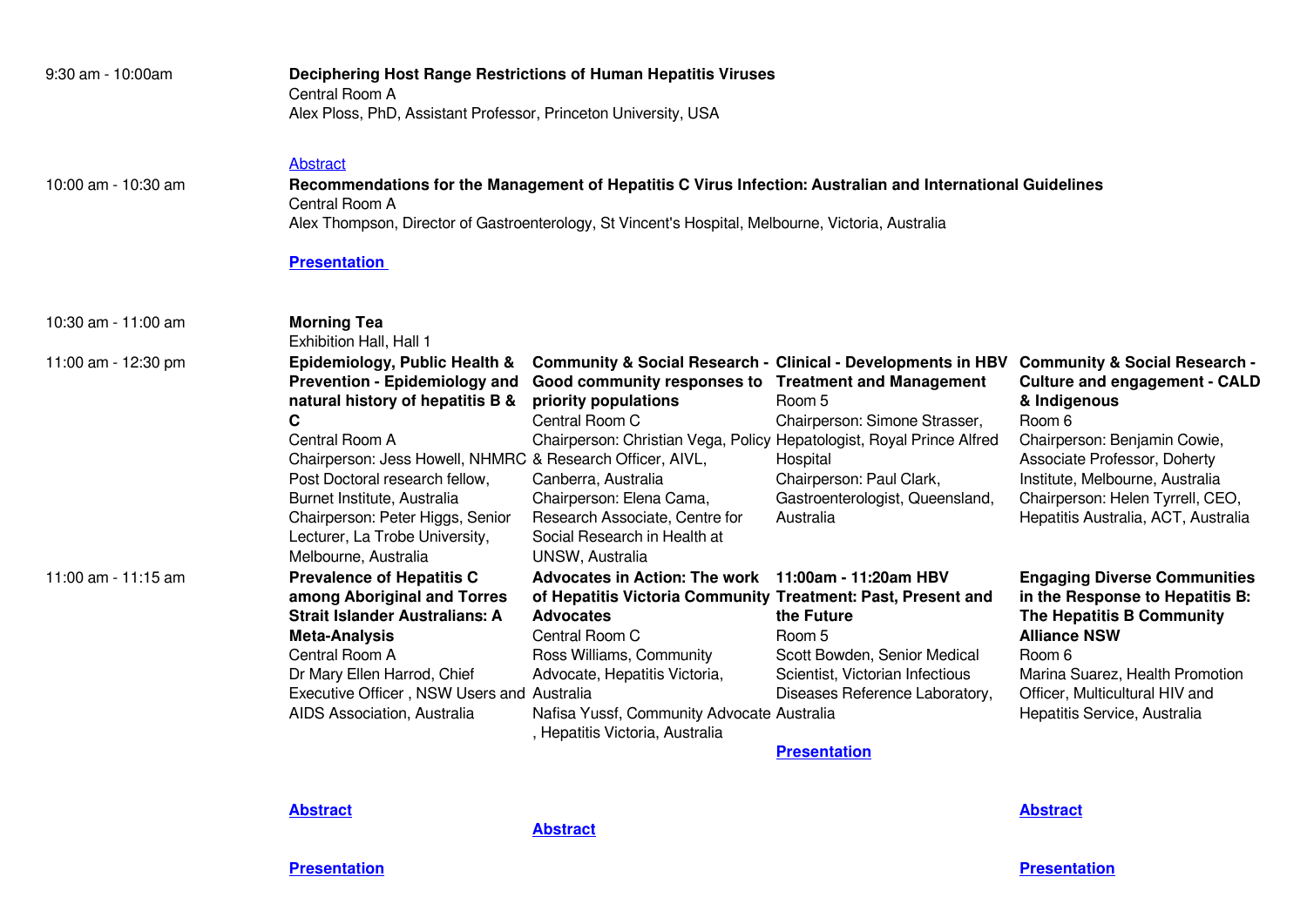| Time | | | | |
|---|---|---|---|---|
| 9:30 am - 10:00am | **Deciphering Host Range Restrictions of Human Hepatitis Viruses**<br>Central Room A<br>Alex Ploss, PhD, Assistant Professor, Princeton University, USA<br><br>Abstract | | | |
| 10:00 am - 10:30 am | **Recommendations for the Management of Hepatitis C Virus Infection: Australian and International Guidelines**<br>Central Room A<br>Alex Thompson, Director of Gastroenterology, St Vincent's Hospital, Melbourne, Victoria, Australia<br><br>**Presentation** | | | |
| 10:30 am - 11:00 am | **Morning Tea**<br>Exhibition Hall, Hall 1 | | | |
| 11:00 am - 12:30 pm | **Epidemiology, Public Health & Prevention - Epidemiology and natural history of hepatitis B & C**<br>Central Room A<br>Chairperson: Jess Howell, NHMRC Post Doctoral research fellow, Burnet Institute, Australia<br>Chairperson: Peter Higgs, Senior Lecturer, La Trobe University, Melbourne, Australia | **Community & Social Research - Good community responses to priority populations**<br>Central Room C<br>Chairperson: Christian Vega, Policy & Research Officer, AIVL, Canberra, Australia<br>Chairperson: Elena Cama, Research Associate, Centre for Social Research in Health at UNSW, Australia | **Clinical - Developments in HBV Treatment and Management**<br>Room 5<br>Chairperson: Simone Strasser, Hepatologist, Royal Prince Alfred Hospital<br>Chairperson: Paul Clark, Gastroenterologist, Queensland, Australia | **Community & Social Research - Culture and engagement - CALD & Indigenous**<br>Room 6<br>Chairperson: Benjamin Cowie, Associate Professor, Doherty Institute, Melbourne, Australia<br>Chairperson: Helen Tyrrell, CEO, Hepatitis Australia, ACT, Australia |
| 11:00 am - 11:15 am | **Prevalence of Hepatitis C among Aboriginal and Torres Strait Islander Australians: A Meta-Analysis**<br>Central Room A<br>Dr Mary Ellen Harrod, Chief Executive Officer , NSW Users and AIDS Association, Australia<br><br>**Abstract**<br><br>**Presentation** | **Advocates in Action: The work of Hepatitis Victoria Community Advocates**<br>Central Room C<br>Ross Williams, Community Advocate, Hepatitis Victoria, Australia<br>Nafisa Yussf, Community Advocate , Hepatitis Victoria, Australia<br><br>**Abstract** | **11:00am - 11:20am HBV Treatment: Past, Present and the Future**<br>Room 5<br>Scott Bowden, Senior Medical Scientist, Victorian Infectious Diseases Reference Laboratory, Australia<br><br>**Presentation** | **Engaging Diverse Communities in the Response to Hepatitis B: The Hepatitis B Community Alliance NSW**<br>Room 6<br>Marina Suarez, Health Promotion Officer, Multicultural HIV and Hepatitis Service, Australia<br><br>**Abstract**<br><br>**Presentation** |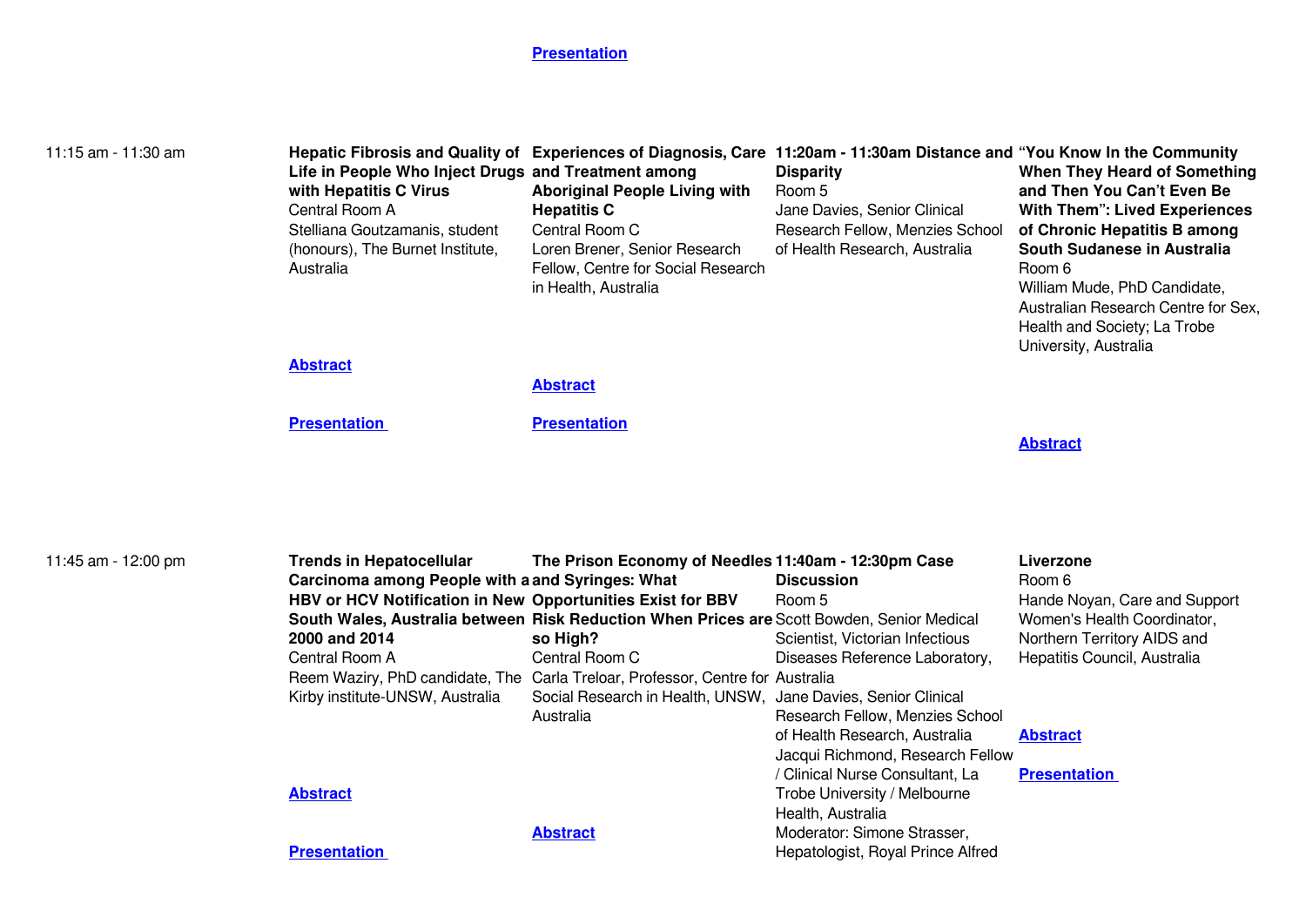**Presentation**

| | | | | |
|---|---|---|---|---|
| 11:15 am - 11:30 am | **Hepatic Fibrosis and Quality of Life in People Who Inject Drugs with Hepatitis C Virus**<br>Central Room A<br>Stelliana Goutzamanis, student (honours), The Burnet Institute, Australia<br><br>**Abstract**<br><br>**Presentation** | **Experiences of Diagnosis, Care and Treatment among Aboriginal People Living with Hepatitis C**<br>Central Room C<br>Loren Brener, Senior Research Fellow, Centre for Social Research in Health, Australia<br><br>**Abstract**<br><br>**Presentation** | **11:20am - 11:30am Distance and Disparity**<br>Room 5<br>Jane Davies, Senior Clinical Research Fellow, Menzies School of Health Research, Australia | **"You Know In the Community When They Heard of Something and Then You Can't Even Be With Them": Lived Experiences of Chronic Hepatitis B among South Sudanese in Australia**<br>Room 6<br>William Mude, PhD Candidate, Australian Research Centre for Sex, Health and Society; La Trobe University, Australia<br><br>**Abstract** |
| 11:45 am - 12:00 pm | **Trends in Hepatocellular Carcinoma among People with a HBV or HCV Notification in New South Wales, Australia between 2000 and 2014**<br>Central Room A<br>Reem Waziry, PhD candidate, The Kirby institute-UNSW, Australia<br><br>**Abstract**<br><br>**Presentation** | **The Prison Economy of Needles and Syringes: What Opportunities Exist for BBV Risk Reduction When Prices are so High?**<br>Central Room C<br>Carla Treloar, Professor, Centre for Social Research in Health, UNSW, Australia<br><br>**Abstract** | **11:40am - 12:30pm Case Discussion**<br>Room 5<br>Scott Bowden, Senior Medical Scientist, Victorian Infectious Diseases Reference Laboratory, Australia<br>Jane Davies, Senior Clinical Research Fellow, Menzies School of Health Research, Australia<br>Jacqui Richmond, Research Fellow / Clinical Nurse Consultant, La Trobe University / Melbourne Health, Australia<br>Moderator: Simone Strasser, Hepatologist, Royal Prince Alfred | **Liverzone**<br>Room 6<br>Hande Noyan, Care and Support Women's Health Coordinator, Northern Territory AIDS and Hepatitis Council, Australia<br><br>**Abstract**<br><br>**Presentation** |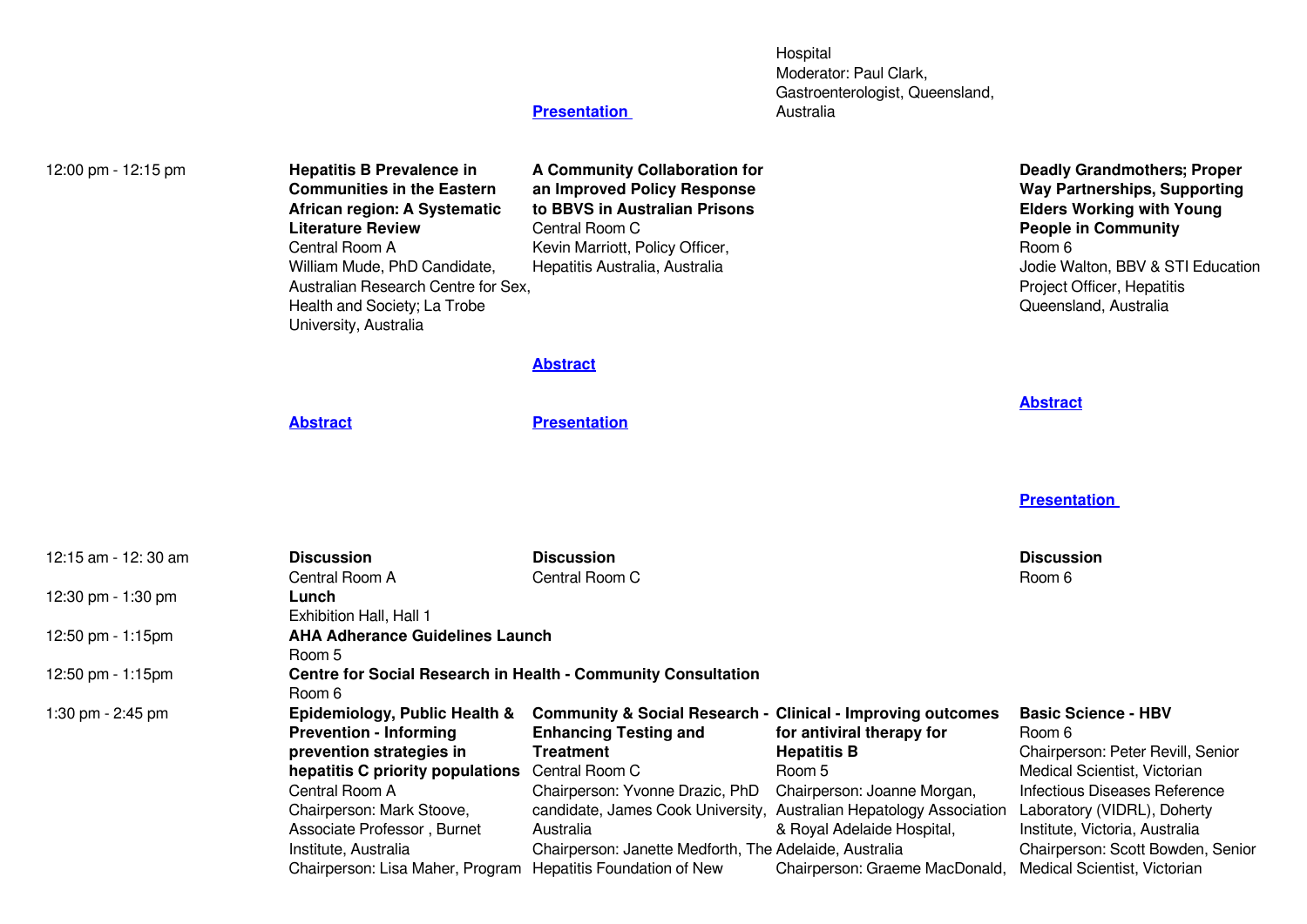| | | | | |
|---|---|---|---|---|
| | | **Presentation** | Hospital<br>Moderator: Paul Clark, Gastroenterologist, Queensland, Australia | |
| 12:00 pm - 12:15 pm | **Hepatitis B Prevalence in Communities in the Eastern African region: A Systematic Literature Review**<br>Central Room A<br>William Mude, PhD Candidate, Australian Research Centre for Sex, Health and Society; La Trobe University, Australia<br><br>**Abstract** | **A Community Collaboration for an Improved Policy Response to BBVS in Australian Prisons**<br>Central Room C<br>Kevin Marriott, Policy Officer, Hepatitis Australia, Australia<br><br>**Abstract**<br><br>**Presentation** | | **Deadly Grandmothers; Proper Way Partnerships, Supporting Elders Working with Young People in Community**<br>Room 6<br>Jodie Walton, BBV & STI Education Project Officer, Hepatitis Queensland, Australia<br><br>**Abstract**<br><br>**Presentation** |
| 12:15 am - 12: 30 am | **Discussion**<br>Central Room A | **Discussion**<br>Central Room C | | **Discussion**<br>Room 6 |
| 12:30 pm - 1:30 pm | **Lunch**<br>Exhibition Hall, Hall 1 | | | |
| 12:50 pm - 1:15pm | **AHA Adherance Guidelines Launch**<br>Room 5 | | | |
| 12:50 pm - 1:15pm | **Centre for Social Research in Health - Community Consultation**<br>Room 6 | | | |
| 1:30 pm - 2:45 pm | **Epidemiology, Public Health & Prevention - Informing prevention strategies in hepatitis C priority populations**<br>Central Room A<br>Chairperson: Mark Stoove, Associate Professor , Burnet Institute, Australia<br>Chairperson: Lisa Maher, Program | **Community & Social Research - Enhancing Testing and Treatment**<br>Central Room C<br>Chairperson: Yvonne Drazic, PhD candidate, James Cook University, Australia<br>Chairperson: Janette Medforth, The Hepatitis Foundation of New | **Clinical - Improving outcomes for antiviral therapy for Hepatitis B**<br>Room 5<br>Chairperson: Joanne Morgan, Australian Hepatology Association & Royal Adelaide Hospital, Adelaide, Australia<br>Chairperson: Graeme MacDonald, | **Basic Science - HBV**<br>Room 6<br>Chairperson: Peter Revill, Senior Medical Scientist, Victorian Infectious Diseases Reference Laboratory (VIDRL), Doherty Institute, Victoria, Australia<br>Chairperson: Scott Bowden, Senior Medical Scientist, Victorian |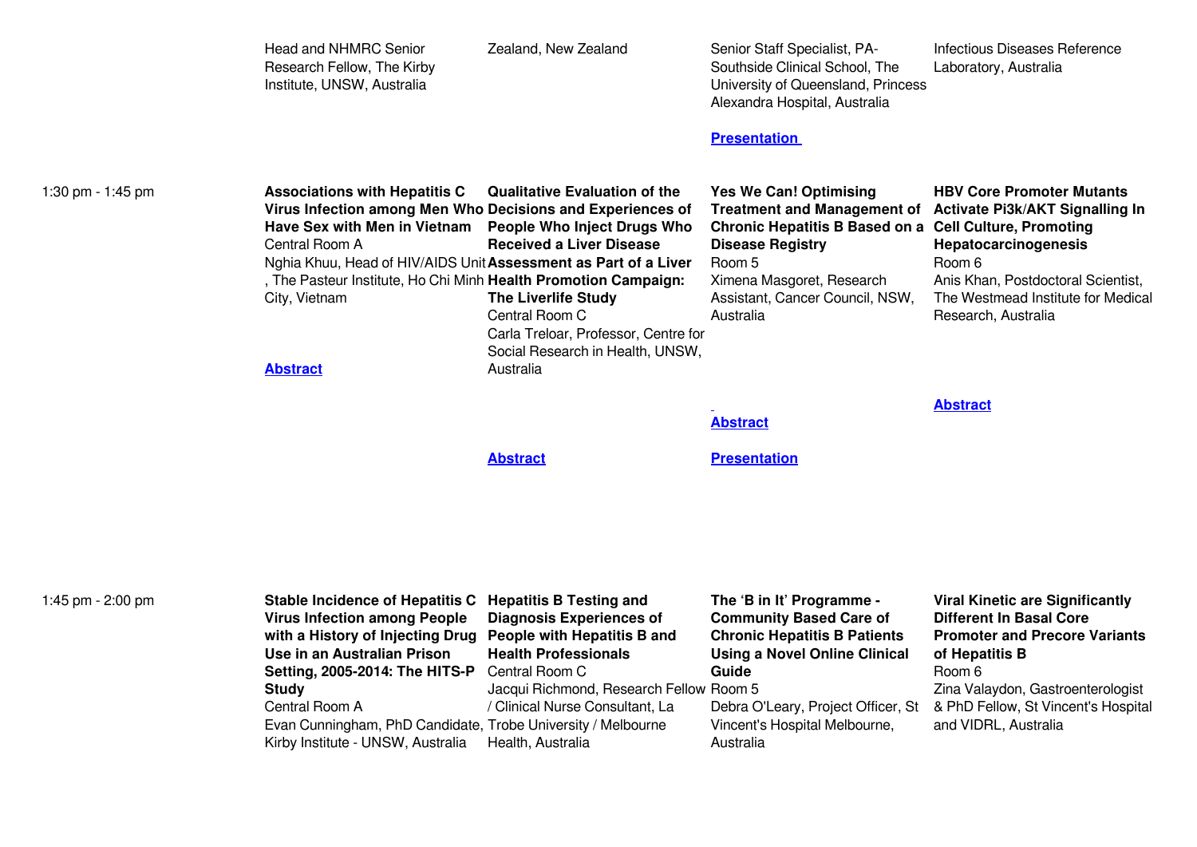| | | | | |
|---|---|---|---|---|
| | Head and NHMRC Senior Research Fellow, The Kirby Institute, UNSW, Australia | Zealand, New Zealand | Senior Staff Specialist, PA-Southside Clinical School, The University of Queensland, Princess Alexandra Hospital, Australia<br><br>**Presentation** | Infectious Diseases Reference Laboratory, Australia |
| 1:30 pm - 1:45 pm | **Associations with Hepatitis C Virus Infection among Men Who Have Sex with Men in Vietnam**<br>Central Room A<br>Nghia Khuu, Head of HIV/AIDS Unit, The Pasteur Institute, Ho Chi Minh City, Vietnam<br><br>**Abstract** | **Qualitative Evaluation of the Decisions and Experiences of People Who Inject Drugs Who Received a Liver Disease Assessment as Part of a Liver Health Promotion Campaign: The Liverlife Study**<br>Central Room C<br>Carla Treloar, Professor, Centre for Social Research in Health, UNSW, Australia<br><br>**Abstract** | **Yes We Can! Optimising Treatment and Management of Chronic Hepatitis B Based on a Disease Registry**<br>Room 5<br>Ximena Masgoret, Research Assistant, Cancer Council, NSW, Australia<br><br>**Abstract**<br><br>**Presentation** | **HBV Core Promoter Mutants Activate Pi3k/AKT Signalling In Cell Culture, Promoting Hepatocarcinogenesis**<br>Room 6<br>Anis Khan, Postdoctoral Scientist, The Westmead Institute for Medical Research, Australia<br><br>**Abstract** |
| 1:45 pm - 2:00 pm | **Stable Incidence of Hepatitis C Virus Infection among People with a History of Injecting Drug Use in an Australian Prison Setting, 2005-2014: The HITS-P Study**<br>Central Room A<br>Evan Cunningham, PhD Candidate, Kirby Institute - UNSW, Australia | **Hepatitis B Testing and Diagnosis Experiences of People with Hepatitis B and Health Professionals**<br>Central Room C<br>Jacqui Richmond, Research Fellow / Clinical Nurse Consultant, La Trobe University / Melbourne Health, Australia | **The 'B in It' Programme - Community Based Care of Chronic Hepatitis B Patients Using a Novel Online Clinical Guide**<br>Room 5<br>Debra O'Leary, Project Officer, St Vincent's Hospital Melbourne, Australia | **Viral Kinetic are Significantly Different In Basal Core Promoter and Precore Variants of Hepatitis B**<br>Room 6<br>Zina Valaydon, Gastroenterologist & PhD Fellow, St Vincent's Hospital and VIDRL, Australia |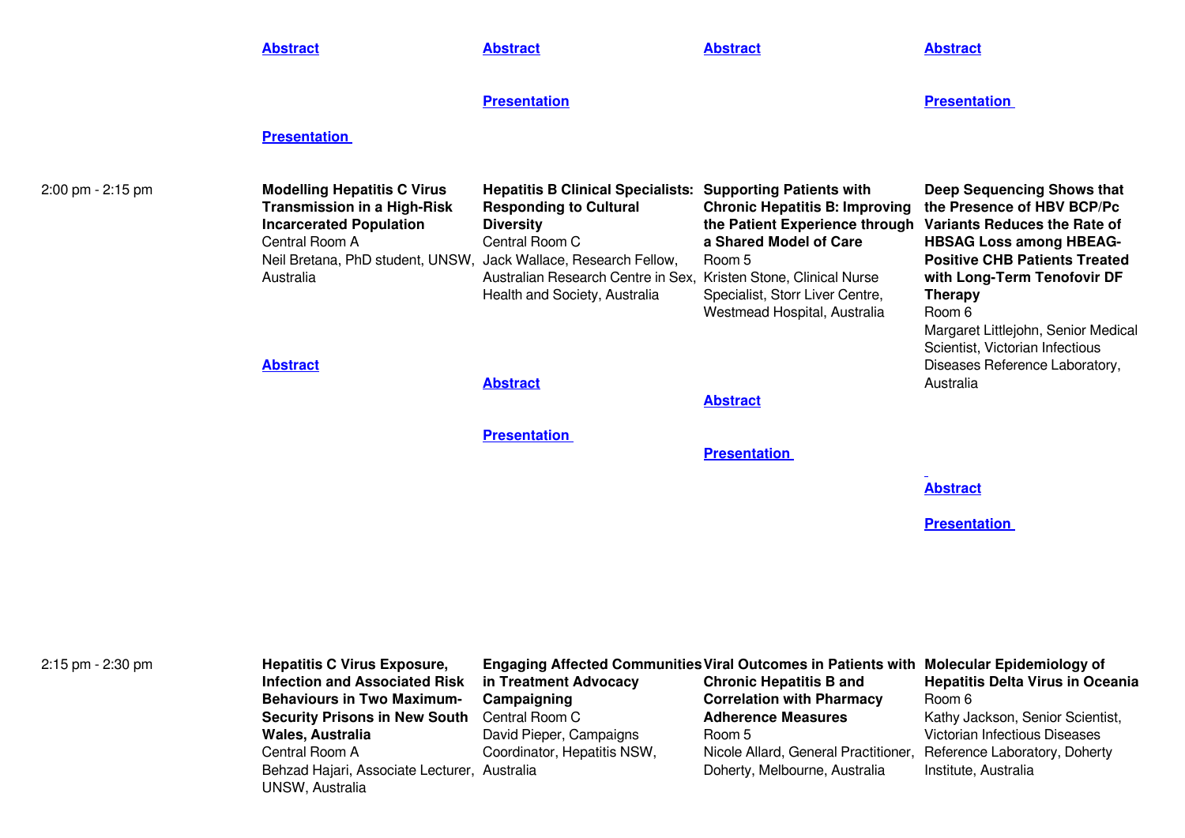| | | | | |
|---|---|---|---|---|
| | Abstract<br><br>Presentation | Abstract<br><br>Presentation | Abstract | Abstract<br><br>Presentation |
| 2:00 pm - 2:15 pm | **Modelling Hepatitis C Virus Transmission in a High-Risk Incarcerated Population**<br>Central Room A<br>Neil Bretana, PhD student, UNSW, Australia<br><br>Abstract | **Hepatitis B Clinical Specialists: Responding to Cultural Diversity**<br>Central Room C<br>Jack Wallace, Research Fellow, Australian Research Centre in Sex, Health and Society, Australia<br><br>Abstract<br><br>Presentation | **Supporting Patients with Chronic Hepatitis B: Improving the Patient Experience through a Shared Model of Care**<br>Room 5<br>Kristen Stone, Clinical Nurse Specialist, Storr Liver Centre, Westmead Hospital, Australia<br><br>Abstract<br><br>Presentation | **Deep Sequencing Shows that the Presence of HBV BCP/Pc Variants Reduces the Rate of HBSAG Loss among HBEAG-Positive CHB Patients Treated with Long-Term Tenofovir DF Therapy**<br>Room 6<br>Margaret Littlejohn, Senior Medical Scientist, Victorian Infectious Diseases Reference Laboratory, Australia<br><br>Abstract<br><br>Presentation |
| 2:15 pm - 2:30 pm | **Hepatitis C Virus Exposure, Infection and Associated Risk Behaviours in Two Maximum-Security Prisons in New South Wales, Australia**<br>Central Room A<br>Behzad Hajari, Associate Lecturer, UNSW, Australia | **Engaging Affected Communities in Treatment Advocacy Campaigning**<br>Central Room C<br>David Pieper, Campaigns Coordinator, Hepatitis NSW, Australia | **Viral Outcomes in Patients with Chronic Hepatitis B and Correlation with Pharmacy Adherence Measures**<br>Room 5<br>Nicole Allard, General Practitioner, Doherty, Melbourne, Australia | **Molecular Epidemiology of Hepatitis Delta Virus in Oceania**<br>Room 6<br>Kathy Jackson, Senior Scientist, Victorian Infectious Diseases Reference Laboratory, Doherty Institute, Australia |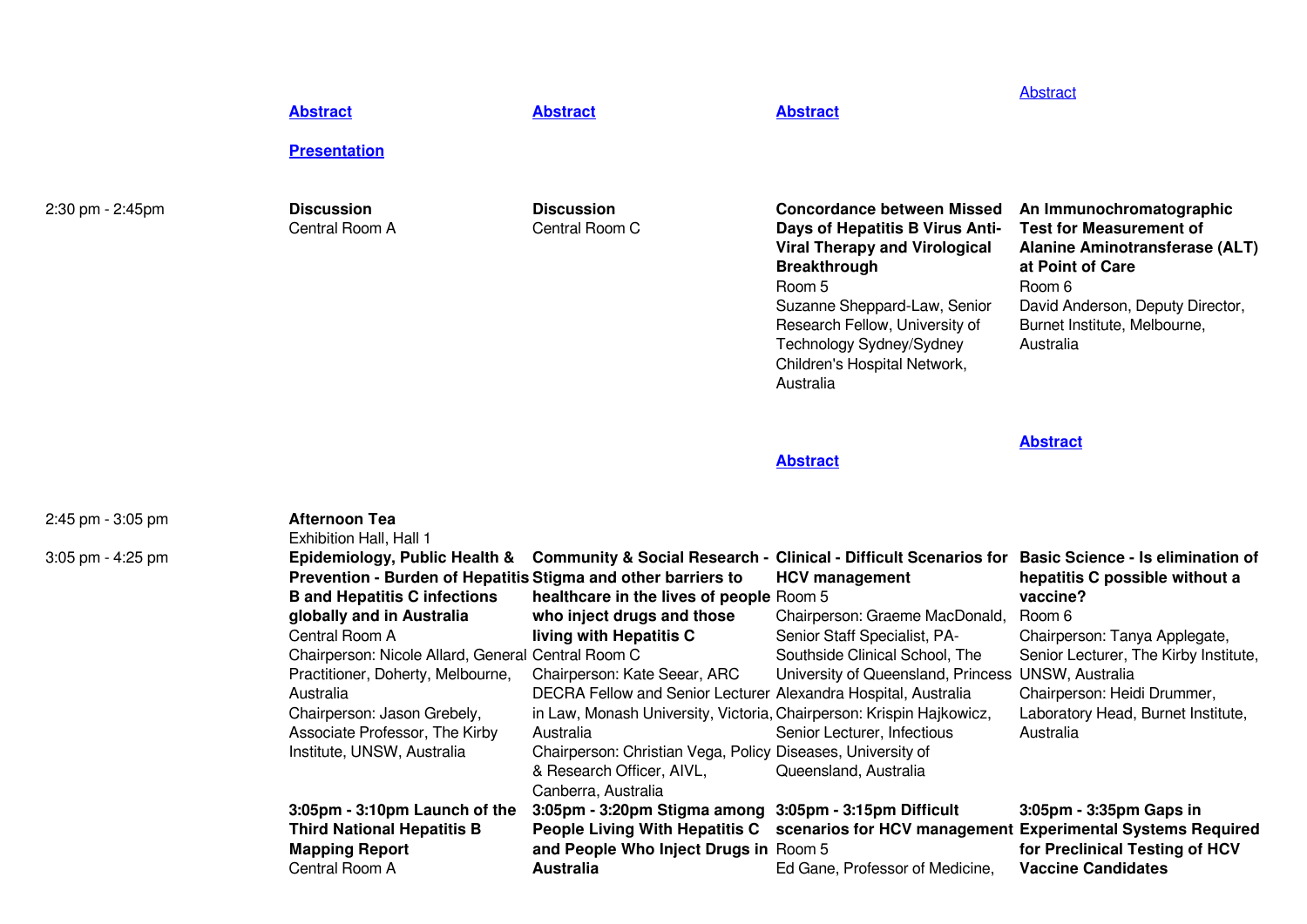| | | | | |
|---|---|---|---|---|
| | **Abstract**<br><br>**Presentation** | **Abstract** | **Abstract** | Abstract |
| 2:30 pm - 2:45pm | **Discussion**<br>Central Room A | **Discussion**<br>Central Room C | **Concordance between Missed Days of Hepatitis B Virus Anti-Viral Therapy and Virological Breakthrough**<br>Room 5<br>Suzanne Sheppard-Law, Senior Research Fellow, University of Technology Sydney/Sydney Children's Hospital Network, Australia<br><br>**Abstract** | **An Immunochromatographic Test for Measurement of Alanine Aminotransferase (ALT) at Point of Care**<br>Room 6<br>David Anderson, Deputy Director, Burnet Institute, Melbourne, Australia<br><br>**Abstract** |
| 2:45 pm - 3:05 pm | **Afternoon Tea**<br>Exhibition Hall, Hall 1 | | | |
| 3:05 pm - 4:25 pm | **Epidemiology, Public Health & Prevention - Burden of Hepatitis B and Hepatitis C infections globally and in Australia**<br>Central Room A<br>Chairperson: Nicole Allard, General Practitioner, Doherty, Melbourne, Australia<br>Chairperson: Jason Grebely, Associate Professor, The Kirby Institute, UNSW, Australia | **Community & Social Research - Stigma and other barriers to healthcare in the lives of people who inject drugs and those living with Hepatitis C**<br>Central Room C<br>Chairperson: Kate Seear, ARC DECRA Fellow and Senior Lecturer in Law, Monash University, Victoria, Australia<br>Chairperson: Christian Vega, Policy & Research Officer, AIVL, Canberra, Australia | **Clinical - Difficult Scenarios for HCV management**<br>Room 5<br>Chairperson: Graeme MacDonald, Senior Staff Specialist, PA-Southside Clinical School, The University of Queensland, Princess Alexandra Hospital, Australia<br>Chairperson: Krispin Hajkowicz, Senior Lecturer, Infectious Diseases, University of Queensland, Australia | **Basic Science - Is elimination of hepatitis C possible without a vaccine?**<br>Room 6<br>Chairperson: Tanya Applegate, Senior Lecturer, The Kirby Institute, UNSW, Australia<br>Chairperson: Heidi Drummer, Laboratory Head, Burnet Institute, Australia |
| | **3:05pm - 3:10pm Launch of the Third National Hepatitis B Mapping Report**<br>Central Room A | **3:05pm - 3:20pm Stigma among People Living With Hepatitis C and People Who Inject Drugs in Australia** | **3:05pm - 3:15pm Difficult scenarios for HCV management**<br>Room 5<br>Ed Gane, Professor of Medicine, | **3:05pm - 3:35pm Gaps in Experimental Systems Required for Preclinical Testing of HCV Vaccine Candidates** |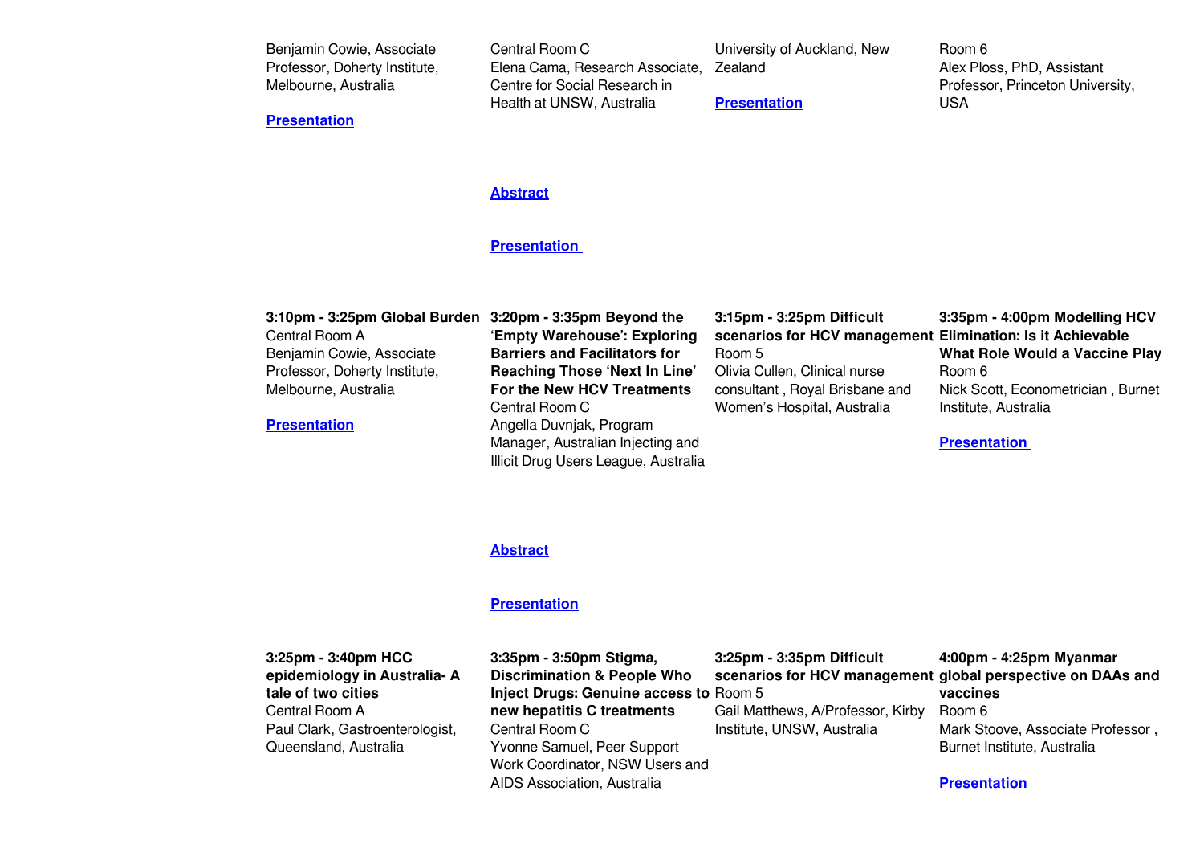| | | | |
|---|---|---|---|
| Benjamin Cowie, Associate Professor, Doherty Institute, Melbourne, Australia<br><br>**Presentation** | Central Room C<br>Elena Cama, Research Associate, Centre for Social Research in Health at UNSW, Australia<br><br>**Abstract**<br><br>**Presentation** | University of Auckland, New Zealand<br><br>**Presentation** | Room 6<br>Alex Ploss, PhD, Assistant Professor, Princeton University, USA |
| **3:10pm - 3:25pm Global Burden**<br>Central Room A<br>Benjamin Cowie, Associate Professor, Doherty Institute, Melbourne, Australia<br><br>**Presentation** | **3:20pm - 3:35pm Beyond the 'Empty Warehouse': Exploring Barriers and Facilitators for Reaching Those 'Next In Line' For the New HCV Treatments**<br>Central Room C<br>Angella Duvnjak, Program Manager, Australian Injecting and Illicit Drug Users League, Australia<br><br>**Abstract**<br><br>**Presentation** | **3:15pm - 3:25pm Difficult scenarios for HCV management**<br>Room 5<br>Olivia Cullen, Clinical nurse consultant , Royal Brisbane and Women's Hospital, Australia | **3:35pm - 4:00pm Modelling HCV Elimination: Is it Achievable What Role Would a Vaccine Play**<br>Room 6<br>Nick Scott, Econometrician , Burnet Institute, Australia<br><br>**Presentation** |
| **3:25pm - 3:40pm HCC epidemiology in Australia- A tale of two cities**<br>Central Room A<br>Paul Clark, Gastroenterologist, Queensland, Australia | **3:35pm - 3:50pm Stigma, Discrimination & People Who Inject Drugs: Genuine access to new hepatitis C treatments**<br>Central Room C<br>Yvonne Samuel, Peer Support Work Coordinator, NSW Users and AIDS Association, Australia | **3:25pm - 3:35pm Difficult scenarios for HCV management**<br>Room 5<br>Gail Matthews, A/Professor, Kirby Institute, UNSW, Australia | **4:00pm - 4:25pm Myanmar global perspective on DAAs and vaccines**<br>Room 6<br>Mark Stoove, Associate Professor , Burnet Institute, Australia<br><br>**Presentation** |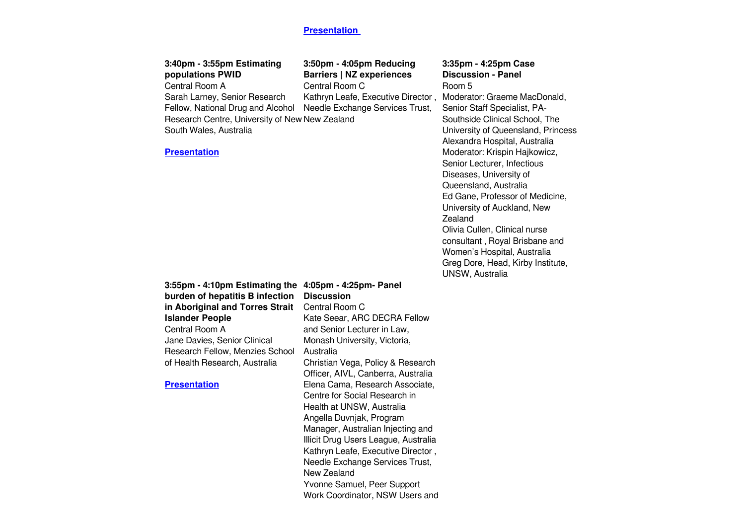**Presentation**

**3:40pm - 3:55pm Estimating populations PWID**
Central Room A
Sarah Larney, Senior Research Fellow, National Drug and Alcohol Research Centre, University of New South Wales, Australia

**Presentation**

**3:55pm - 4:10pm Estimating the burden of hepatitis B infection in Aboriginal and Torres Strait Islander People**
Central Room A
Jane Davies, Senior Clinical Research Fellow, Menzies School of Health Research, Australia

**Presentation**

**3:50pm - 4:05pm Reducing Barriers | NZ experiences**
Central Room C
Kathryn Leafe, Executive Director , Needle Exchange Services Trust, New Zealand

**4:05pm - 4:25pm- Panel Discussion**
Central Room C
Kate Seear, ARC DECRA Fellow and Senior Lecturer in Law, Monash University, Victoria, Australia
Christian Vega, Policy & Research Officer, AIVL, Canberra, Australia
Elena Cama, Research Associate, Centre for Social Research in Health at UNSW, Australia
Angella Duvnjak, Program Manager, Australian Injecting and Illicit Drug Users League, Australia
Kathryn Leafe, Executive Director , Needle Exchange Services Trust, New Zealand
Yvonne Samuel, Peer Support Work Coordinator, NSW Users and

**3:35pm - 4:25pm Case Discussion - Panel**
Room 5
Moderator: Graeme MacDonald, Senior Staff Specialist, PA-Southside Clinical School, The University of Queensland, Princess Alexandra Hospital, Australia
Moderator: Krispin Hajkowicz, Senior Lecturer, Infectious Diseases, University of Queensland, Australia
Ed Gane, Professor of Medicine, University of Auckland, New Zealand
Olivia Cullen, Clinical nurse consultant , Royal Brisbane and Women's Hospital, Australia
Greg Dore, Head, Kirby Institute, UNSW, Australia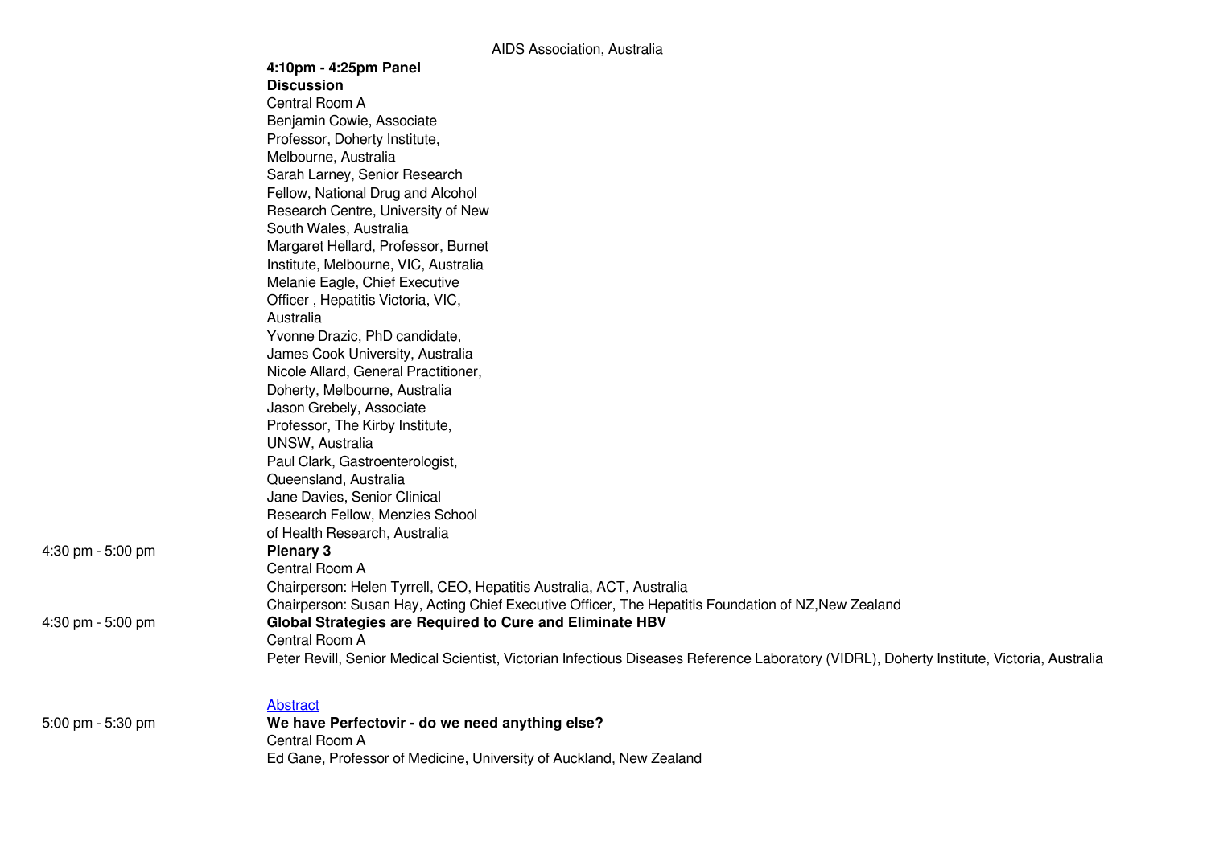AIDS Association, Australia

**4:10pm - 4:25pm Panel Discussion**
Central Room A
Benjamin Cowie, Associate Professor, Doherty Institute, Melbourne, Australia
Sarah Larney, Senior Research Fellow, National Drug and Alcohol Research Centre, University of New South Wales, Australia
Margaret Hellard, Professor, Burnet Institute, Melbourne, VIC, Australia
Melanie Eagle, Chief Executive Officer , Hepatitis Victoria, VIC, Australia
Yvonne Drazic, PhD candidate, James Cook University, Australia
Nicole Allard, General Practitioner, Doherty, Melbourne, Australia
Jason Grebely, Associate Professor, The Kirby Institute, UNSW, Australia
Paul Clark, Gastroenterologist, Queensland, Australia
Jane Davies, Senior Clinical Research Fellow, Menzies School of Health Research, Australia

4:30 pm - 5:00 pm **Plenary 3**
Central Room A
Chairperson: Helen Tyrrell, CEO, Hepatitis Australia, ACT, Australia
Chairperson: Susan Hay, Acting Chief Executive Officer, The Hepatitis Foundation of NZ,New Zealand

4:30 pm - 5:00 pm **Global Strategies are Required to Cure and Eliminate HBV**
Central Room A
Peter Revill, Senior Medical Scientist, Victorian Infectious Diseases Reference Laboratory (VIDRL), Doherty Institute, Victoria, Australia

Abstract

5:00 pm - 5:30 pm **We have Perfectovir - do we need anything else?**
Central Room A
Ed Gane, Professor of Medicine, University of Auckland, New Zealand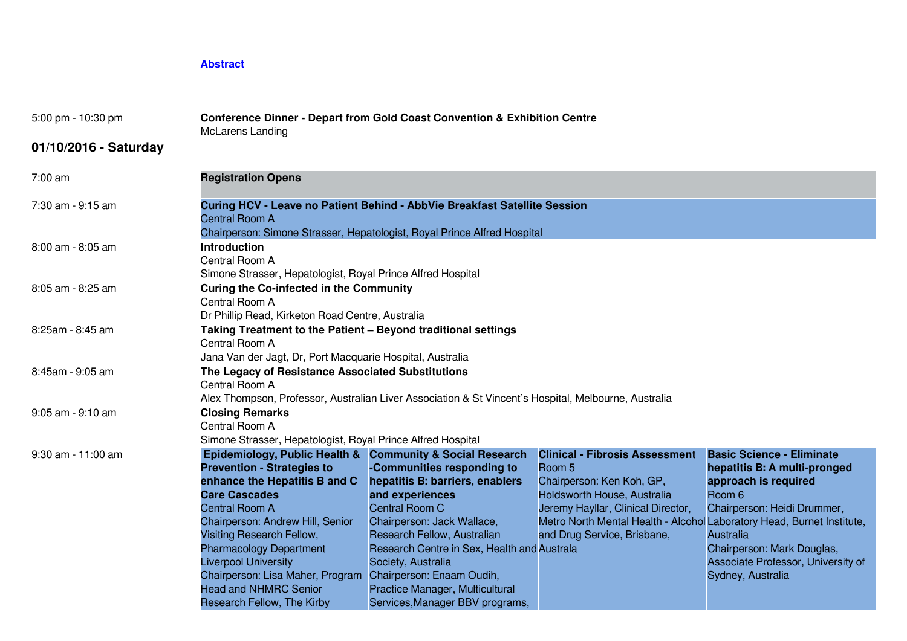[Abstract]

| | |
|---|---|
| 5:00 pm - 10:30 pm | **Conference Dinner - Depart from Gold Coast Convention & Exhibition Centre**<br>McLarens Landing |

## 01/10/2016 - Saturday

| | |
|---|---|
| 7:00 am | **Registration Opens** |
| 7:30 am - 9:15 am | **Curing HCV - Leave no Patient Behind - AbbVie Breakfast Satellite Session**<br>Central Room A<br>Chairperson: Simone Strasser, Hepatologist, Royal Prince Alfred Hospital |
| 8:00 am - 8:05 am | **Introduction**<br>Central Room A<br>Simone Strasser, Hepatologist, Royal Prince Alfred Hospital |
| 8:05 am - 8:25 am | **Curing the Co-infected in the Community**<br>Central Room A<br>Dr Phillip Read, Kirketon Road Centre, Australia |
| 8:25am - 8:45 am | **Taking Treatment to the Patient – Beyond traditional settings**<br>Central Room A<br>Jana Van der Jagt, Dr, Port Macquarie Hospital, Australia |
| 8:45am - 9:05 am | **The Legacy of Resistance Associated Substitutions**<br>Central Room A<br>Alex Thompson, Professor, Australian Liver Association & St Vincent's Hospital, Melbourne, Australia |
| 9:05 am - 9:10 am | **Closing Remarks**<br>Central Room A<br>Simone Strasser, Hepatologist, Royal Prince Alfred Hospital |

| | | | | |
|---|---|---|---|---|
| 9:30 am - 11:00 am | **Epidemiology, Public Health & Prevention - Strategies to enhance the Hepatitis B and C Care Cascades**<br>Central Room A<br>Chairperson: Andrew Hill, Senior Visiting Research Fellow, Pharmacology Department Liverpool University<br>Chairperson: Lisa Maher, Program Head and NHMRC Senior Research Fellow, The Kirby | **Community & Social Research -Communities responding to hepatitis B: barriers, enablers and experiences**<br>Central Room C<br>Chairperson: Jack Wallace, Research Fellow, Australian Research Centre in Sex, Health and Society, Australia<br>Chairperson: Enaam Oudih, Practice Manager, Multicultural Services,Manager BBV programs, | **Clinical - Fibrosis Assessment**<br>Room 5<br>Chairperson: Ken Koh, GP, Holdsworth House, Australia<br>Jeremy Hayllar, Clinical Director, Metro North Mental Health - Alcohol and Drug Service, Brisbane, Australa | **Basic Science - Eliminate hepatitis B: A multi-pronged approach is required**<br>Room 6<br>Chairperson: Heidi Drummer, Laboratory Head, Burnet Institute, Australia<br>Chairperson: Mark Douglas, Associate Professor, University of Sydney, Australia |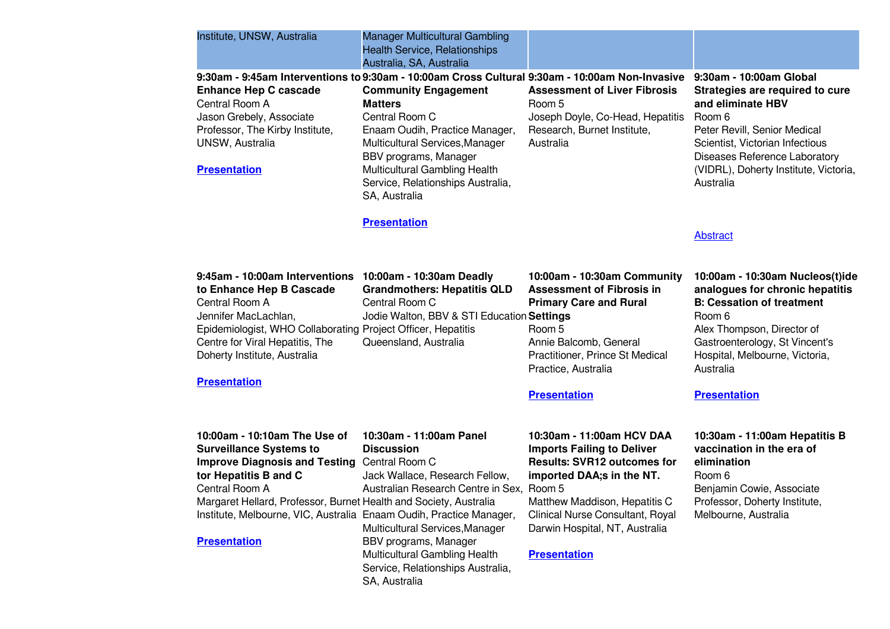| Institute, UNSW, Australia | Manager Multicultural Gambling Health Service, Relationships Australia, SA, Australia | | |
|---|---|---|---|
| **9:30am - 9:45am Interventions to Enhance Hep C cascade**<br>Central Room A<br>Jason Grebely, Associate Professor, The Kirby Institute, UNSW, Australia<br><br>**Presentation** | **9:30am - 10:00am Cross Cultural Community Engagement Matters**<br>Central Room C<br>Enaam Oudih, Practice Manager, Multicultural Services,Manager BBV programs, Manager Multicultural Gambling Health Service, Relationships Australia, SA, Australia<br><br>**Presentation** | **9:30am - 10:00am Non-Invasive Assessment of Liver Fibrosis**<br>Room 5<br>Joseph Doyle, Co-Head, Hepatitis Research, Burnet Institute, Australia | **9:30am - 10:00am Global Strategies are required to cure and eliminate HBV**<br>Room 6<br>Peter Revill, Senior Medical Scientist, Victorian Infectious Diseases Reference Laboratory (VIDRL), Doherty Institute, Victoria, Australia<br><br>Abstract |
| **9:45am - 10:00am Interventions to Enhance Hep B Cascade**<br>Central Room A<br>Jennifer MacLachlan, Epidemiologist, WHO Collaborating Centre for Viral Hepatitis, The Doherty Institute, Australia<br><br>**Presentation** | **10:00am - 10:30am Deadly Grandmothers: Hepatitis QLD**<br>Central Room C<br>Jodie Walton, BBV & STI Education Project Officer, Hepatitis Queensland, Australia | **10:00am - 10:30am Community Assessment of Fibrosis in Primary Care and Rural Settings**<br>Room 5<br>Annie Balcomb, General Practitioner, Prince St Medical Practice, Australia<br><br>**Presentation** | **10:00am - 10:30am Nucleos(t)ide analogues for chronic hepatitis B: Cessation of treatment**<br>Room 6<br>Alex Thompson, Director of Gastroenterology, St Vincent's Hospital, Melbourne, Victoria, Australia<br><br>**Presentation** |
| **10:00am - 10:10am The Use of Surveillance Systems to Improve Diagnosis and Testing tor Hepatitis B and C**<br>Central Room A<br>Margaret Hellard, Professor, Burnet Institute, Melbourne, VIC, Australia<br><br>**Presentation** | **10:30am - 11:00am Panel Discussion**<br>Central Room C<br>Jack Wallace, Research Fellow, Australian Research Centre in Sex, Health and Society, Australia<br>Enaam Oudih, Practice Manager, Multicultural Services,Manager BBV programs, Manager Multicultural Gambling Health Service, Relationships Australia, SA, Australia | **10:30am - 11:00am HCV DAA Imports Failing to Deliver Results: SVR12 outcomes for imported DAA;s in the NT.**<br>Room 5<br>Matthew Maddison, Hepatitis C Clinical Nurse Consultant, Royal Darwin Hospital, NT, Australia<br><br>**Presentation** | **10:30am - 11:00am Hepatitis B vaccination in the era of elimination**<br>Room 6<br>Benjamin Cowie, Associate Professor, Doherty Institute, Melbourne, Australia |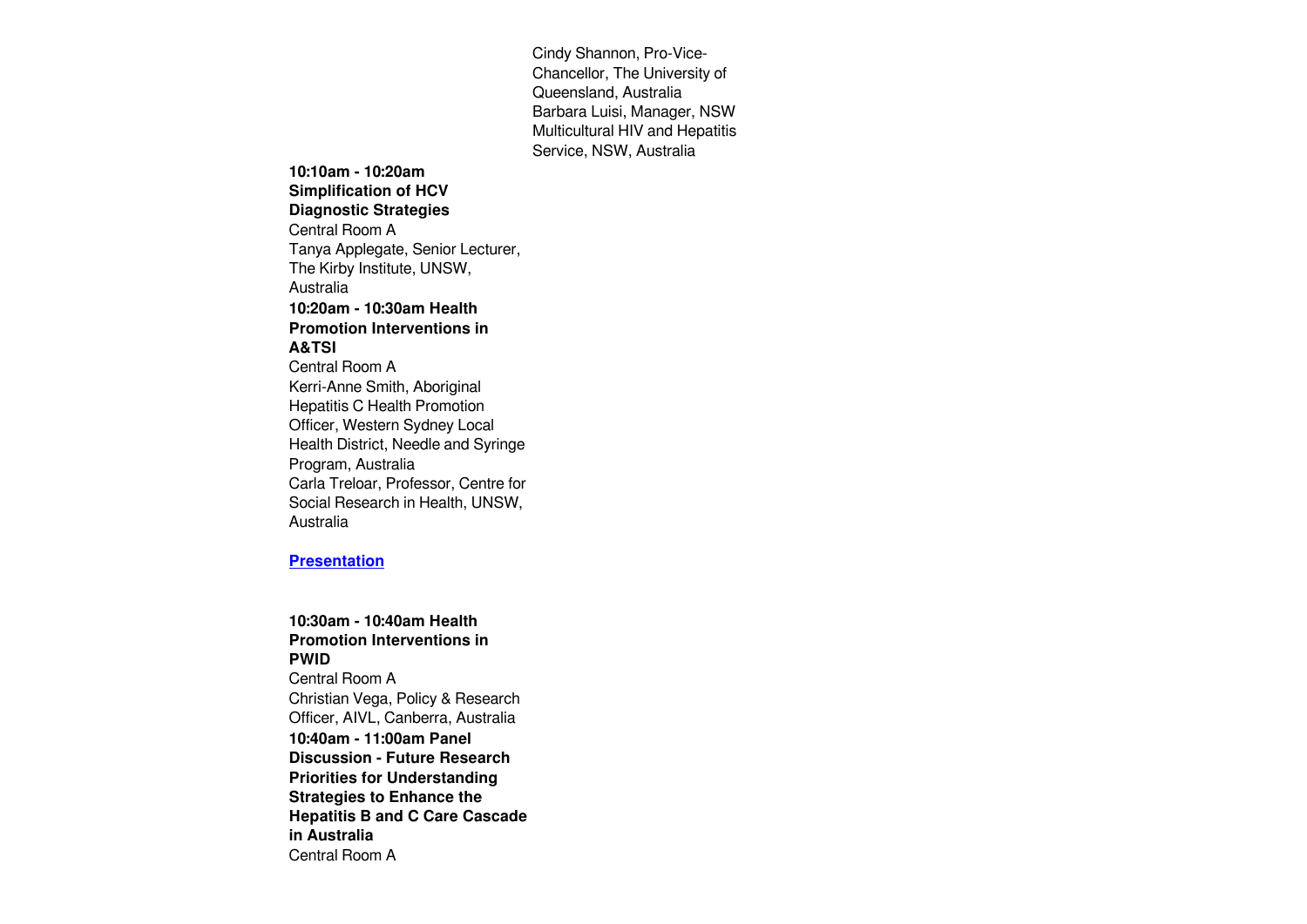Cindy Shannon, Pro-Vice-Chancellor, The University of Queensland, Australia
Barbara Luisi, Manager, NSW Multicultural HIV and Hepatitis Service, NSW, Australia

**10:10am - 10:20am Simplification of HCV Diagnostic Strategies**
Central Room A
Tanya Applegate, Senior Lecturer, The Kirby Institute, UNSW, Australia

**10:20am - 10:30am Health Promotion Interventions in A&TSI**
Central Room A
Kerri-Anne Smith, Aboriginal Hepatitis C Health Promotion Officer, Western Sydney Local Health District, Needle and Syringe Program, Australia
Carla Treloar, Professor, Centre for Social Research in Health, UNSW, Australia

**Presentation**

**10:30am - 10:40am Health Promotion Interventions in PWID**
Central Room A
Christian Vega, Policy & Research Officer, AIVL, Canberra, Australia

**10:40am - 11:00am Panel Discussion - Future Research Priorities for Understanding Strategies to Enhance the Hepatitis B and C Care Cascade in Australia**
Central Room A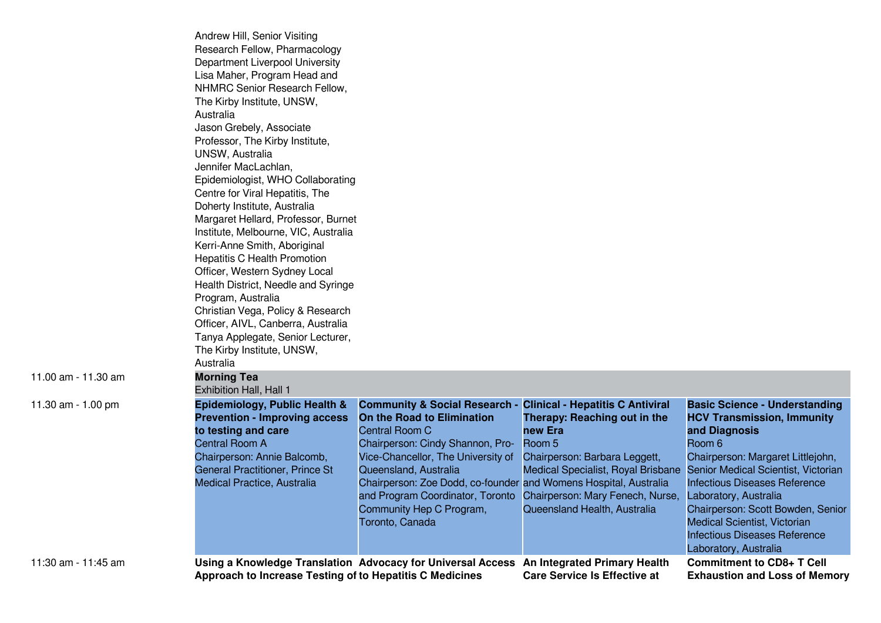| | | | | |
|---|---|---|---|---|
| | Andrew Hill, Senior Visiting Research Fellow, Pharmacology Department Liverpool University<br>Lisa Maher, Program Head and NHMRC Senior Research Fellow, The Kirby Institute, UNSW, Australia<br>Jason Grebely, Associate Professor, The Kirby Institute, UNSW, Australia<br>Jennifer MacLachlan, Epidemiologist, WHO Collaborating Centre for Viral Hepatitis, The Doherty Institute, Australia<br>Margaret Hellard, Professor, Burnet Institute, Melbourne, VIC, Australia<br>Kerri-Anne Smith, Aboriginal Hepatitis C Health Promotion Officer, Western Sydney Local Health District, Needle and Syringe Program, Australia<br>Christian Vega, Policy & Research Officer, AIVL, Canberra, Australia<br>Tanya Applegate, Senior Lecturer, The Kirby Institute, UNSW, Australia | | | |
| 11.00 am - 11.30 am | **Morning Tea**<br>Exhibition Hall, Hall 1 | | | |
| 11.30 am - 1.00 pm | **Epidemiology, Public Health & Prevention - Improving access to testing and care**<br>Central Room A<br>Chairperson: Annie Balcomb, General Practitioner, Prince St Medical Practice, Australia | **Community & Social Research - On the Road to Elimination**<br>Central Room C<br>Chairperson: Cindy Shannon, Pro-Vice-Chancellor, The University of Queensland, Australia<br>Chairperson: Zoe Dodd, co-founder and Program Coordinator, Toronto Community Hep C Program, Toronto, Canada | **Clinical - Hepatitis C Antiviral Therapy: Reaching out in the new Era**<br>Room 5<br>Chairperson: Barbara Leggett, Medical Specialist, Royal Brisbane and Womens Hospital, Australia<br>Chairperson: Mary Fenech, Nurse, Queensland Health, Australia | **Basic Science - Understanding HCV Transmission, Immunity and Diagnosis**<br>Room 6<br>Chairperson: Margaret Littlejohn, Senior Medical Scientist, Victorian Infectious Diseases Reference Laboratory, Australia<br>Chairperson: Scott Bowden, Senior Medical Scientist, Victorian Infectious Diseases Reference Laboratory, Australia |
| 11:30 am - 11:45 am | **Using a Knowledge Translation Approach to Increase Testing of** | **Advocacy for Universal Access to Hepatitis C Medicines** | **An Integrated Primary Health Care Service Is Effective at** | **Commitment to CD8+ T Cell Exhaustion and Loss of Memory** |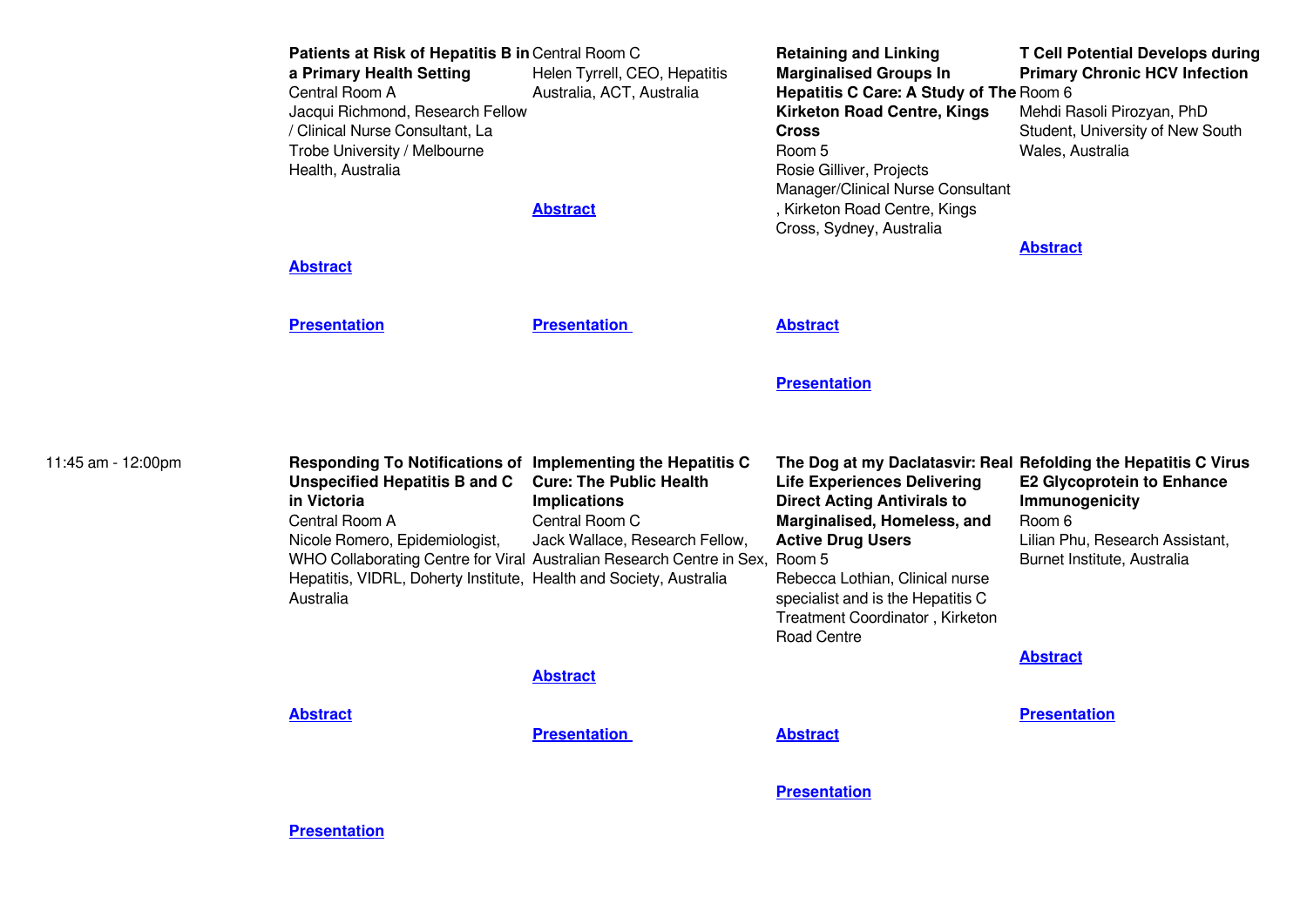| | | | | |
|---|---|---|---|---|
| | **Patients at Risk of Hepatitis B in a Primary Health Setting**<br>Central Room A<br>Jacqui Richmond, Research Fellow / Clinical Nurse Consultant, La Trobe University / Melbourne Health, Australia<br><br>**Abstract**<br><br>**Presentation** | Central Room C<br>Helen Tyrrell, CEO, Hepatitis Australia, ACT, Australia<br><br>**Abstract**<br><br>**Presentation** | **Retaining and Linking Marginalised Groups In Hepatitis C Care: A Study of The Kirketon Road Centre, Kings Cross**<br>Room 5<br>Rosie Gilliver, Projects Manager/Clinical Nurse Consultant , Kirketon Road Centre, Kings Cross, Sydney, Australia<br><br>**Abstract**<br><br>**Presentation** | **T Cell Potential Develops during Primary Chronic HCV Infection**<br>Room 6<br>Mehdi Rasoli Pirozyan, PhD Student, University of New South Wales, Australia<br><br>**Abstract** |
| 11:45 am - 12:00pm | **Responding To Notifications of Unspecified Hepatitis B and C in Victoria**<br>Central Room A<br>Nicole Romero, Epidemiologist, WHO Collaborating Centre for Viral Hepatitis, VIDRL, Doherty Institute, Australia<br><br>**Abstract**<br><br>**Presentation** | **Implementing the Hepatitis C Cure: The Public Health Implications**<br>Central Room C<br>Jack Wallace, Research Fellow, Australian Research Centre in Sex, Health and Society, Australia<br><br>**Abstract**<br><br>**Presentation** | **The Dog at my Daclatasvir: Real Life Experiences Delivering Direct Acting Antivirals to Marginalised, Homeless, and Active Drug Users**<br>Room 5<br>Rebecca Lothian, Clinical nurse specialist and is the Hepatitis C Treatment Coordinator , Kirketon Road Centre<br><br>**Abstract**<br><br>**Presentation** | **Refolding the Hepatitis C Virus E2 Glycoprotein to Enhance Immunogenicity**<br>Room 6<br>Lilian Phu, Research Assistant, Burnet Institute, Australia<br><br>**Abstract**<br><br>**Presentation** |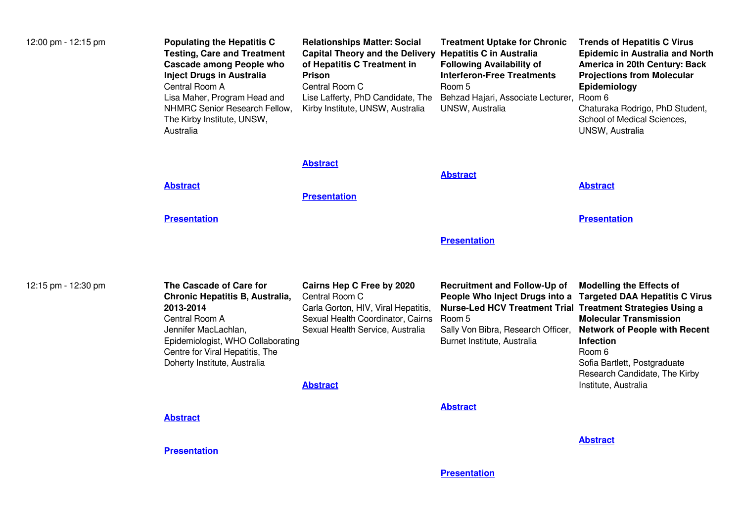| | | | | |
|---|---|---|---|---|
| 12:00 pm - 12:15 pm | **Populating the Hepatitis C Testing, Care and Treatment Cascade among People who Inject Drugs in Australia**<br>Central Room A<br>Lisa Maher, Program Head and NHMRC Senior Research Fellow, The Kirby Institute, UNSW, Australia<br><br>**Abstract**<br><br>**Presentation** | **Relationships Matter: Social Capital Theory and the Delivery of Hepatitis C Treatment in Prison**<br>Central Room C<br>Lise Lafferty, PhD Candidate, The Kirby Institute, UNSW, Australia<br><br>**Abstract**<br><br>**Presentation** | **Treatment Uptake for Chronic Hepatitis C in Australia Following Availability of Interferon-Free Treatments**<br>Room 5<br>Behzad Hajari, Associate Lecturer, UNSW, Australia<br><br>**Abstract**<br><br>**Presentation** | **Trends of Hepatitis C Virus Epidemic in Australia and North America in 20th Century: Back Projections from Molecular Epidemiology**<br>Room 6<br>Chaturaka Rodrigo, PhD Student, School of Medical Sciences, UNSW, Australia<br><br>**Abstract**<br><br>**Presentation** |
| 12:15 pm - 12:30 pm | **The Cascade of Care for Chronic Hepatitis B, Australia, 2013-2014**<br>Central Room A<br>Jennifer MacLachlan, Epidemiologist, WHO Collaborating Centre for Viral Hepatitis, The Doherty Institute, Australia<br><br>**Abstract**<br><br>**Presentation** | **Cairns Hep C Free by 2020**<br>Central Room C<br>Carla Gorton, HIV, Viral Hepatitis, Sexual Health Coordinator, Cairns Sexual Health Service, Australia<br><br>**Abstract** | **Recruitment and Follow-Up of People Who Inject Drugs into a Nurse-Led HCV Treatment Trial**<br>Room 5<br>Sally Von Bibra, Research Officer, Burnet Institute, Australia<br><br>**Abstract**<br><br>**Presentation** | **Modelling the Effects of Targeted DAA Hepatitis C Virus Treatment Strategies Using a Molecular Transmission Network of People with Recent Infection**<br>Room 6<br>Sofia Bartlett, Postgraduate Research Candidate, The Kirby Institute, Australia<br><br>**Abstract** |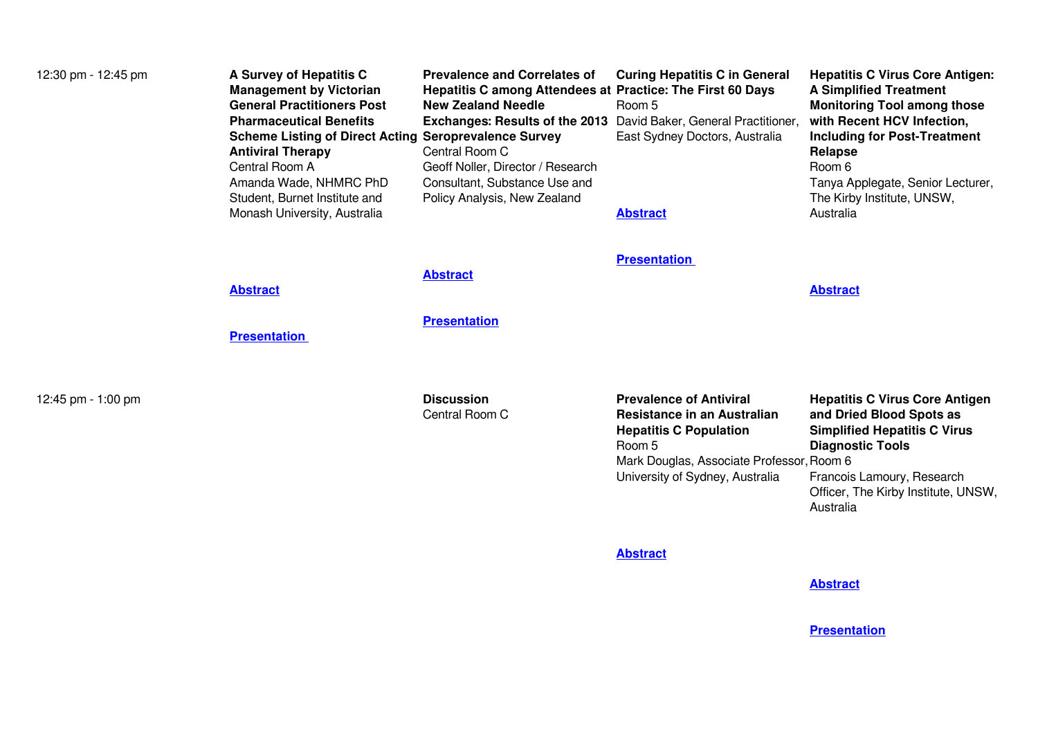| | | | | |
|---|---|---|---|---|
| 12:30 pm - 12:45 pm | **A Survey of Hepatitis C Management by Victorian General Practitioners Post Pharmaceutical Benefits Scheme Listing of Direct Acting Antiviral Therapy**<br>Central Room A<br>Amanda Wade, NHMRC PhD Student, Burnet Institute and Monash University, Australia<br><br>**Abstract**<br><br>**Presentation** | **Prevalence and Correlates of Hepatitis C among Attendees at New Zealand Needle Exchanges: Results of the 2013 Seroprevalence Survey**<br>Central Room C<br>Geoff Noller, Director / Research Consultant, Substance Use and Policy Analysis, New Zealand<br><br>**Abstract**<br><br>**Presentation** | **Curing Hepatitis C in General Practice: The First 60 Days**<br>Room 5<br>David Baker, General Practitioner, East Sydney Doctors, Australia<br><br>**Abstract**<br><br>**Presentation** | **Hepatitis C Virus Core Antigen: A Simplified Treatment Monitoring Tool among those with Recent HCV Infection, Including for Post-Treatment Relapse**<br>Room 6<br>Tanya Applegate, Senior Lecturer, The Kirby Institute, UNSW, Australia<br><br>**Abstract** |
| 12:45 pm - 1:00 pm | | **Discussion**<br>Central Room C | **Prevalence of Antiviral Resistance in an Australian Hepatitis C Population**<br>Room 5<br>Mark Douglas, Associate Professor, University of Sydney, Australia<br><br>**Abstract** | **Hepatitis C Virus Core Antigen and Dried Blood Spots as Simplified Hepatitis C Virus Diagnostic Tools**<br>Room 6<br>Francois Lamoury, Research Officer, The Kirby Institute, UNSW, Australia<br><br>**Abstract**<br><br>**Presentation** |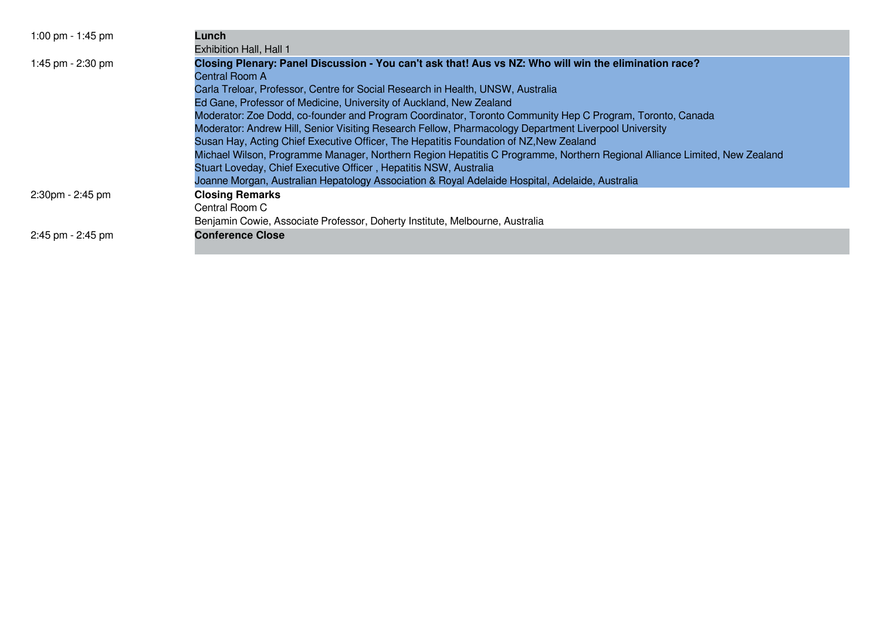| | |
| --- | --- |
| 1:00 pm - 1:45 pm | **Lunch**<br>Exhibition Hall, Hall 1 |
| 1:45 pm - 2:30 pm | **Closing Plenary: Panel Discussion - You can't ask that! Aus vs NZ: Who will win the elimination race?**<br>Central Room A<br>Carla Treloar, Professor, Centre for Social Research in Health, UNSW, Australia<br>Ed Gane, Professor of Medicine, University of Auckland, New Zealand<br>Moderator: Zoe Dodd, co-founder and Program Coordinator, Toronto Community Hep C Program, Toronto, Canada<br>Moderator: Andrew Hill, Senior Visiting Research Fellow, Pharmacology Department Liverpool University<br>Susan Hay, Acting Chief Executive Officer, The Hepatitis Foundation of NZ,New Zealand<br>Michael Wilson, Programme Manager, Northern Region Hepatitis C Programme, Northern Regional Alliance Limited, New Zealand<br>Stuart Loveday, Chief Executive Officer , Hepatitis NSW, Australia<br>Joanne Morgan, Australian Hepatology Association & Royal Adelaide Hospital, Adelaide, Australia |
| 2:30pm - 2:45 pm | **Closing Remarks**<br>Central Room C<br>Benjamin Cowie, Associate Professor, Doherty Institute, Melbourne, Australia |
| 2:45 pm - 2:45 pm | **Conference Close** |